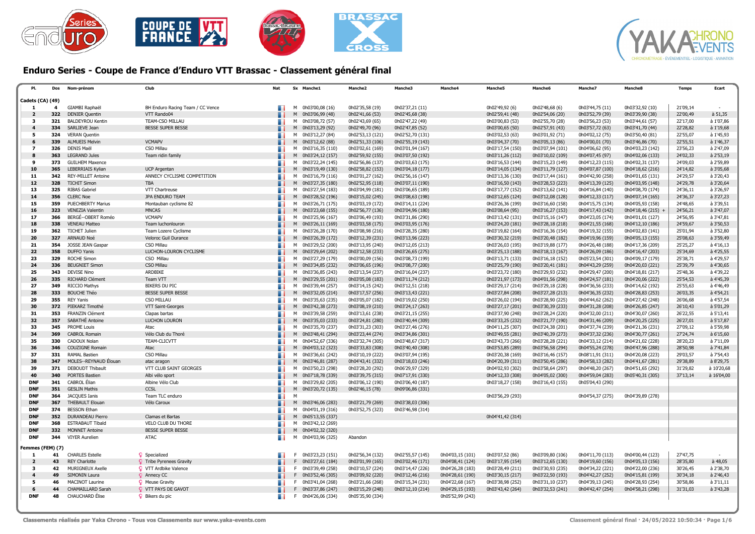# Enduro Series - Coupe de France d'Enduro VTT Brassac - Classement général final

| Pl. | Dos | Nom-prénom | Club | Nat | Sx | Manche1 | Manche2 | Manche3 | Manche4 | Manche5 | Manche6 | Manche7 | Manche8 | Temps | Ecart |
|---|---|---|---|---|---|---|---|---|---|---|---|---|---|---|---|
| **Cadets (CA) (49)** | | | | | | | | | | | | | | | |
| 1 | 4 | GIAMBI Raphaël | BH Enduro Racing Team / CC Vence | | M | 0h03'00,08 (16) | 0h02'35,58 (19) | 0h02'37,21 (11) | | 0h02'49,92 (6) | 0h02'48,68 (6) | 0h03'44,75 (11) | 0h03'32,92 (10) | 21'09,14 | - |
| 2 | 322 | DENIER Quentin | VTT Rando04 | | M | 0h03'06,99 (48) | 0h02'41,66 (53) | 0h02'45,68 (38) | | 0h02'59,41 (48) | 0h02'54,06 (20) | 0h03'52,79 (39) | 0h03'39,90 (38) | 22'00,49 | à 51,35 |
| 3 | 321 | BALDEYROU Kentin | TEAM-CSO MILLAU | | M | 0h03'08,72 (57) | 0h02'43,69 (65) | 0h02'47,22 (49) | | 0h03'00,83 (53) | 0h02'55,70 (28) | 0h03'56,23 (53) | 0h03'44,61 (57) | 22'17,00 | à 1'07,86 |
| 4 | 334 | SARLIEVE Jean | BESSE SUPER BESSE | | M | 0h03'13,29 (92) | 0h02'49,70 (96) | 0h02'47,85 (52) | | 0h03'00,65 (50) | 0h02'57,91 (43) | 0h03'57,72 (63) | 0h03'41,70 (44) | 22'28,82 | à 1'19,68 |
| 5 | 324 | VERAN Quentin | | | M | 0h03'12,27 (84) | 0h02'53,13 (121) | 0h02'52,70 (131) | | 0h03'02,53 (63) | 0h03'01,92 (71) | 0h04'02,12 (75) | 0h03'50,40 (81) | 22'55,07 | à 1'45,93 |
| 6 | 339 | ALMUEIS Melvin | VCMAPV | | M | 0h03'12,62 (88) | 0h02'51,33 (106) | 0h02'55,19 (143) | | 0h03'04,37 (70) | 0h03'05,13 (86) | 0h04'00,01 (70) | 0h03'46,86 (70) | 22'55,51 | à 1'46,37 |
| 7 | 326 | DENIS Maël | CSO Millau | | M | 0h03'16,35 (110) | 0h03'02,61 (169) | 0h03'01,94 (167) | | 0h03'17,54 (150) | 0h03'07,94 (101) | 0h04'06,62 (95) | 0h04'03,23 (142) | 23'56,23 | à 2'47,09 |
| 8 | 363 | LEGRAND Jules | Team ridin family | | M | 0h03'24,12 (157) | 0h02'59,92 (155) | 0h03'07,50 (192) | | 0h03'11,26 (112) | 0h03'10,02 (109) | 0h04'07,45 (97) | 0h04'02,06 (133) | 24'02,33 | à 2'53,19 |
| 9 | 373 | GUILHEM Maxence | | | M | 0h03'22,24 (145) | 0h02'56,86 (137) | 0h03'03,63 (175) | | 0h03'16,53 (144) | 0h03'15,23 (149) | 0h04'12,23 (115) | 0h04'02,31 (137) | 24'09,03 | à 2'59,89 |
| 10 | 365 | LEBERRIAIS Kylian | UCP Argentan | | M | 0h03'19,49 (130) | 0h02'58,82 (153) | 0h03'04,18 (177) | | 0h03'14,05 (134) | 0h03'11,79 (127) | 0h04'07,87 (100) | 0h04'18,62 (216) | 24'14,82 | à 3'05,68 |
| 11 | 342 | REY-MILLET Antoine | ANNECY CYCLISME COMPETITION | | M | 0h03'16,79 (116) | 0h03'01,27 (162) | 0h02'56,16 (147) | | 0h03'13,36 (130) | 0h03'17,44 (161) | 0h04'42,90 (258) | 0h04'01,65 (131) | 24'29,57 | à 3'20,43 |
| 12 | 328 | TICHIT Simon | TBA | | M | 0h03'27,35 (180) | 0h02'52,95 (118) | 0h03'07,11 (190) | | 0h03'16,50 (143) | 0h03'28,53 (223) | 0h04'13,39 (125) | 0h04'03,95 (148) | 24'29,78 | à 3'20,64 |
| 13 | 325 | RIBAS Gabriel | VTT Chartreuse | | M | 0h03'27,54 (183) | 0h03'04,99 (181) | 0h03'06,65 (189) | | 0h03'17,77 (152) | 0h03'13,62 (141) | 0h04'16,84 (140) | 0h04'08,70 (174) | 24'36,11 | à 3'26,97 |
| 14 | 356 | CLERC Noe | JPA ENDURO TEAM | | M | 0h03'28,52 (196) | 0h03'15,02 (245) | 0h03'08,63 (198) | | 0h03'12,65 (124) | 0h03'12,08 (128) | 0h04'12,33 (117) | 0h04'07,14 (165) | 24'36,37 | à 3'27,23 |
| 15 | 359 | PUECHBERTY Marius | Montauban cyclisme 82 | | M | 0h03'26,71 (175) | 0h03'03,19 (172) | 0h03'14,11 (224) | | 0h03'26,36 (199) | 0h03'16,60 (158) | 0h04'15,75 (134) | 0h04'05,93 (158) | 24'48,65 | à 3'39,51 |
| 16 | 323 | VENEZIA Valentin | MNCAS | | M | 0h03'23,68 (155) | 0h02'56,77 (136) | 0h03'04,96 (180) | | 0h03'08,64 (95) | 0h03'16,27 (153) | 0h04'17,43 (142) | 0h04'18,46 (215) + | 24'56,21 | à 3'47,07 |
| 17 | 366 | BERGÉ--OBERT Roméo | VCMAPV | | M | 0h03'25,96 (167) | 0h03'06,49 (193) | 0h03'31,86 (290) | | 0h03'13,42 (131) | 0h03'15,16 (147) | 0h04'23,05 (174) | 0h04'01,01 (127) | 24'56,95 | à 3'47,81 |
| 18 | 338 | VENEAU Matteo | Team luchonlouron | | M | 0h03'26,11 (169) | 0h03'03,58 (175) | 0h03'03,95 (176) | | 0h03'24,20 (181) | 0h03'28,18 (218) | 0h04'21,55 (168) | 0h04'12,10 (186) | 24'59,67 | à 3'50,53 |
| 19 | 362 | TICHET Julien | Team Lozere Cyclisme | | M | 0h03'26,28 (170) | 0h03'08,98 (216) | 0h03'28,35 (280) | | 0h03'19,82 (164) | 0h03'16,36 (154) | 0h04'19,32 (155) | 0h04'02,83 (141) | 25'01,94 | à 3'52,80 |
| 20 | 327 | ARNAUD Noé | Veloroc Guil Durance | | M | 0h03'26,39 (172) | 0h03'12,39 (231) | 0h03'13,96 (223) | | 0h03'30,32 (219) | 0h03'20,48 (182) | 0h04'19,96 (159) | 0h04'05,13 (155) | 25'08,63 | à 3'59,49 |
| 21 | 354 | JOSSE JEAN Gaspar | CSO Millau | | M | 0h03'29,52 (200) | 0h03'13,95 (240) | 0h03'12,05 (213) | | 0h03'26,03 (195) | 0h03'19,88 (177) | 0h04'26,48 (188) | 0h04'17,36 (209) | 25'25,27 | à 4'16,13 |
| 22 | 358 | DUFFO Yanis | LUCHON-LOURON CYCLISME | | M | 0h03'29,64 (202) | 0h03'12,58 (233) | 0h03'26,65 (275) | | 0h03'25,13 (188) | 0h03'18,13 (167) | 0h04'26,09 (186) | 0h04'16,47 (203) | 25'34,69 | à 4'25,55 |
| 23 | 329 | ROCHE Simon | CSO Millau | | M | 0h03'27,29 (179) | 0h03'00,09 (156) | 0h03'08,73 (199) | | 0h03'13,71 (133) | 0h03'16,18 (152) | 0h05'23,54 (301) | 0h04'09,17 (179) | 25'38,71 | à 4'29,57 |
| 24 | 336 | BEUGNIET Simon | CSO Millau | | M | 0h03'34,85 (232) | 0h03'06,65 (196) | 0h03'08,77 (200) | | 0h03'25,79 (190) | 0h03'20,41 (181) | 0h04'43,29 (259) | 0h04'20,03 (221) | 25'39,79 | à 4'30,65 |
| 25 | 343 | DEVISE Nino | ARDBIKE | | M | 0h03'36,85 (243) | 0h03'13,54 (237) | 0h03'16,04 (237) | | 0h03'23,72 (180) | 0h03'29,93 (232) | 0h04'29,47 (200) | 0h04'18,81 (217) | 25'48,36 | à 4'39,22 |
| 26 | 335 | RICHARD Clément | Team VTT | | M | 0h03'29,55 (201) | 0h03'05,08 (183) | 0h03'11,74 (212) | | 0h03'21,97 (173) | 0h04'01,56 (298) | 0h04'24,57 (181) | 0h04'20,06 (222) | 25'54,53 | à 4'45,39 |
| 27 | 349 | RICCIO Mathys | BIKERS DU PIC | | M | 0h03'39,44 (257) | 0h03'14,15 (242) | 0h03'12,51 (218) | | 0h03'29,17 (214) | 0h03'29,18 (228) | 0h04'36,56 (233) | 0h04'14,62 (192) | 25'55,63 | à 4'46,49 |
| 28 | 333 | BOUCHE Théo | BESSE SUPER BESSE | | M | 0h03'32,05 (214) | 0h03'17,57 (256) | 0h03'13,43 (221) | | 0h03'27,84 (208) | 0h03'27,28 (213) | 0h04'36,35 (232) | 0h04'28,83 (253) | 26'03,35 | à 4'54,21 |
| 29 | 355 | REY Yanis | CSO MILLAU | | M | 0h03'35,63 (235) | 0h03'05,07 (182) | 0h03'19,02 (250) | | 0h03'26,02 (194) | 0h03'28,90 (225) | 0h04'44,62 (262) | 0h04'27,42 (248) | 26'06,68 | à 4'57,54 |
| 30 | 372 | PIEKARZ Timothé | VTT Saint-Georges | | M | 0h03'42,38 (273) | 0h03'08,19 (210) | 0h03'24,17 (263) | | 0h03'27,17 (201) | 0h03'30,39 (233) | 0h04'31,28 (208) | 0h04'26,85 (247) | 26'10,43 | à 5'01,29 |
| 31 | 353 | FRANZIN Clément | Clapas bartas | | M | 0h03'39,58 (259) | 0h03'13,61 (238) | 0h03'21,15 (255) | | 0h03'37,90 (248) | 0h03'28,24 (220) | 0h04'32,00 (211) | 0h04'30,07 (260) | 26'22,55 | à 5'13,41 |
| 32 | 357 | SABATHÉ Antoine | LUCHON LOURON | | M | 0h03'35,03 (233) | 0h03'24,81 (280) | 0h03'40,44 (309) | | 0h03'33,25 (232) | 0h03'21,77 (190) | 0h04'31,46 (209) | 0h04'20,25 (225) | 26'27,01 | à 5'17,87 |
| 33 | 345 | PROME Louis | Atac | | M | 0h03'35,70 (237) | 0h03'31,23 (303) | 0h03'27,46 (276) | | 0h04'11,25 (307) | 0h03'24,38 (201) | 0h04'37,74 (239) | 0h04'21,36 (231) | 27'09,12 | à 5'59,98 |
| 34 | 369 | CABROL Romain | Vélo Club du Thoré | | M | 0h03'48,41 (294) | 0h03'23,44 (274) | 0h03'34,86 (301) | | 0h03'49,55 (281) | 0h03'40,39 (273) | 0h04'37,32 (236) | 0h04'30,77 (261) | 27'24,74 | à 6'15,60 |
| 35 | 330 | CADOUX Nolan | TEAM-CLICVTT | | M | 0h04'52,67 (336) | 0h03'32,74 (305) | 0h03'48,67 (317) | | 0h03'43,73 (266) | 0h03'28,28 (221) | 0h04'33,12 (214) | 0h04'21,02 (228) | 28'20,23 | à 7'11,09 |
| 36 | 346 | COUZIGNE Romain | Atac | | M | 0h04'03,12 (323) | 0h03'33,83 (308) | 0h03'40,40 (308) | | 0h03'53,85 (289) | 0h03'56,58 (294) | 0h04'55,24 (278) | 0h04'47,96 (288) | 28'50,98 | à 7'41,84 |
| 37 | 331 | RAMAL Bastien | CSO Millau | | M | 0h03'36,61 (242) | 0h03'10,19 (222) | 0h03'07,94 (195) | | 0h03'20,38 (169) | 0h03'16,46 (157) | 0h08'11,91 (311) | 0h04'20,08 (223) | 29'03,57 | à 7'54,43 |
| 38 | 347 | MOLES--REYNAUD Élouan | atac aragon | | M | 0h03'46,81 (287) | 0h04'43,41 (332) | 0h03'18,03 (246) | | 0h04'20,39 (311) | 0h03'50,45 (286) | 0h04'58,13 (282) | 0h04'41,67 (281) | 29'38,89 | à 8'29,75 |
| 39 | 371 | DEBOUDT Thibault | VTT CLUB SAINT GEORGES | | M | 0h03'50,23 (298) | 0h03'28,20 (292) | 0h06'29,97 (329) | | 0h04'02,93 (302) | 0h03'58,64 (297) | 0h04'48,20 (267) | 0h04'51,65 (292) | 31'29,82 | à 10'20,68 |
| 40 | 340 | PORTES Bastien | Albi vélo sport | | M | 0h07'18,78 (339) | 0h03'39,75 (315) | 0h07'17,91 (330) | | 0h04'12,33 (308) | 0h04'05,02 (300) | 0h04'59,04 (283) | 0h05'40,31 (305) | 37'13,14 | à 16'04,00 |
| DNF | 341 | CABROL Élian | Albine Vélo Club | | M | 0h03'29,82 (205) | 0h03'06,12 (190) | 0h03'06,40 (187) | | 0h03'18,27 (158) | 0h03'16,43 (155) | 0h05'04,43 (290) | | | |
| DNF | 351 | GESLIN Mathis | CCSL | | M | 0h03'20,72 (135) | 0h02'46,15 (78) | 0h09'06,86 (331) | | | | | | | |
| DNF | 364 | JACQUES Ianis | Team TLC enduro | | M | | | | | 0h03'56,29 (293) | | 0h04'54,37 (275) | 0h04'39,89 (278) | | |
| DNF | 367 | THEBAULT Elouan | Vélo Caroux | | M | 0h03'46,06 (283) | 0h03'21,79 (269) | 0h03'38,03 (306) | | | | | | | |
| DNF | 374 | BESSON Ethan | | | M | 0h04'01,19 (316) | 0h03'52,75 (323) | 0h03'46,98 (314) | | | | | | | |
| DNF | 352 | DURANDEAU Pierro | Clamas et Bartas | | M | 0h05'13,55 (337) | | | | 0h04'41,42 (314) | | | | | |
| DNF | 368 | ESTRABAUT Tibald | VELO CLUB DU THORE | | M | 0h03'42,12 (269) | | | | | | | | | |
| DNF | 332 | MONNET Antoine | BESSE SUPER BESSE | | M | 0h04'02,32 (320) | | | | | | | | | |
| DNF | 344 | VIYER Aurelien | ATAC | | M | 0h04'03,96 (325) | Abandon | | | | | | | | |
| **Femmes (FEM) (7)** | | | | | | | | | | | | | | | |
| 1 | 41 | CHARLES Estelle | Specialized | | F | 0h03'23,23 (151) | 0h02'56,34 (132) | 0h02'55,57 (145) | 0h04'03,15 (101) | 0h03'07,52 (86) | 0h03'09,80 (106) | 0h04'11,70 (113) | 0h04'00,44 (123) | 27'47,75 | - |
| 2 | 43 | REY Charlotte | Tribe Pyrenees Gravity | | F | 0h03'27,61 (184) | 0h03'01,99 (165) | 0h03'02,46 (171) | 0h04'08,41 (124) | 0h03'17,95 (154) | 0h03'12,65 (130) | 0h04'19,60 (156) | 0h04'05,13 (156) | 28'35,80 | à 48,05 |
| 3 | 42 | MURIGNEUX Axelle | VTT Ardbike Valence | | F | 0h03'39,49 (258) | 0h03'10,57 (224) | 0h03'14,47 (226) | 0h04'26,28 (183) | 0h03'28,49 (211) | 0h03'30,93 (235) | 0h04'34,22 (221) | 0h04'22,00 (236) | 30'26,45 | à 2'38,70 |
| 4 | 49 | SIMONIN Laura | Annecy CC | | F | 0h03'52,46 (305) | 0h03'09,92 (220) | 0h03'12,46 (216) | 0h04'28,61 (190) | 0h03'30,15 (217) | 0h03'22,50 (193) | 0h04'42,27 (252) | 0h04'15,81 (199) | 30'34,18 | à 2'46,43 |
| 5 | 46 | MACINOT Laurine | Meuse Gravity | | F | 0h03'41,04 (268) | 0h03'21,66 (268) | 0h03'15,34 (231) | 0h04'22,68 (167) | 0h03'38,98 (252) | 0h03'31,10 (237) | 0h04'39,13 (245) | 0h04'28,93 (254) | 30'58,86 | à 3'11,11 |
| 6 | 44 | CHAMAILLARD Sarah | VTT PAYS DE GAVOT | | F | 0h03'37,86 (247) | 0h03'15,29 (248) | 0h03'12,10 (214) | 0h04'29,15 (193) | 0h03'43,42 (264) | 0h03'32,53 (241) | 0h04'42,47 (254) | 0h04'58,21 (298) | 31'31,03 | à 3'43,28 |
| DNF | 48 | CHAUCHARD Élise | Bikers du pic | | F | 0h04'26,06 (334) | 0h05'35,90 (334) | | 0h05'52,99 (243) | | | | | | |

Classements réalisés par Yaka Chrono - Tous vos Classements sur www.yaka-events.com

Classement général final · 24/05/2022 10:50:34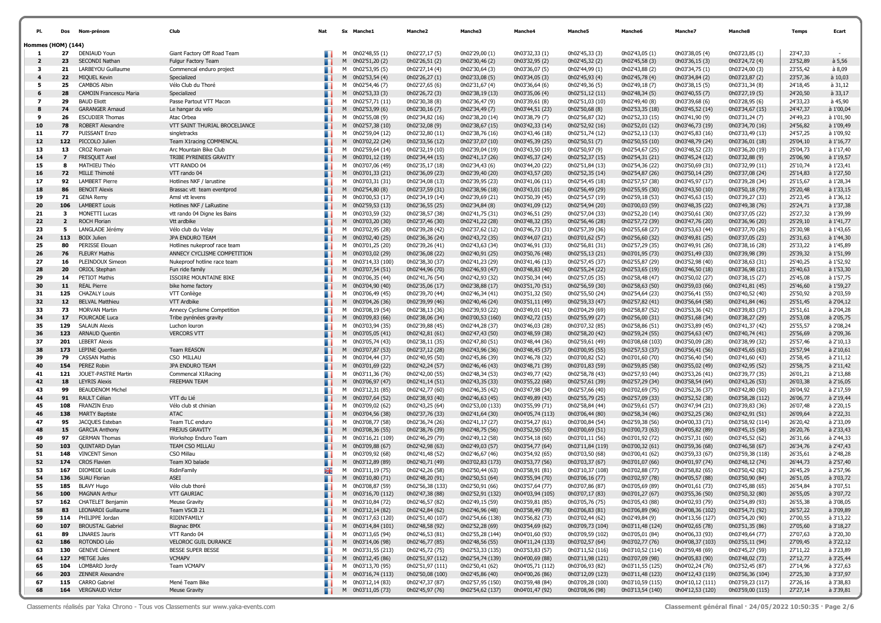## Hommes (HOM) (144)

| Pl. | Dos | Nom-prénom | Club | Nat | Sx | Manche1 | Manche2 | Manche3 | Manche4 | Manche5 | Manche6 | Manche7 | Manche8 | Temps | Ecart |
|---|---|---|---|---|---|---|---|---|---|---|---|---|---|---|---|
| 1 | 27 | DENIAUD Youn | Giant Factory Off Road Team | | M | 0h02'48,55 (1) | 0h02'27,17 (5) | 0h02'29,00 (1) | 0h03'32,33 (1) | 0h02'45,33 (3) | 0h02'43,05 (1) | 0h03'38,05 (4) | 0h03'23,85 (1) | 23'47,33 | - |
| 2 | 23 | SECONDI Nathan | Fulgur Factory Team | | M | 0h02'51,20 (2) | 0h02'26,51 (2) | 0h02'30,46 (2) | 0h03'32,95 (2) | 0h02'45,32 (2) | 0h02'45,58 (3) | 0h03'36,15 (3) | 0h03'24,72 (4) | 23'52,89 | à 5,56 |
| 3 | 21 | LARBEYOU Guillaume | Commencal enduro project | | M | 0h02'53,95 (5) | 0h02'27,14 (4) | 0h02'30,64 (3) | 0h03'36,07 (5) | 0h02'44,99 (1) | 0h02'43,88 (2) | 0h03'34,75 (1) | 0h03'24,00 (3) | 23'55,42 | à 8,09 |
| 4 | 22 | MIQUEL Kevin | Specialized | | M | 0h02'53,54 (4) | 0h02'26,27 (1) | 0h02'33,08 (5) | 0h03'34,05 (3) | 0h02'45,93 (4) | 0h02'45,78 (4) | 0h03'34,84 (2) | 0h03'23,87 (2) | 23'57,36 | à 10,03 |
| 5 | 25 | CAMBOS Albin | Vélo Club du Thoré | | M | 0h02'54,46 (7) | 0h02'27,65 (6) | 0h02'31,67 (4) | 0h03'36,64 (6) | 0h02'49,36 (5) | 0h02'49,18 (7) | 0h03'38,15 (5) | 0h03'31,34 (8) | 24'18,45 | à 31,12 |
| 6 | 28 | CAMOIN Francescu Maria | Specialized | | M | 0h02'53,33 (3) | 0h02'26,72 (3) | 0h02'38,19 (13) | 0h03'35,06 (4) | 0h02'51,12 (11) | 0h02'48,34 (5) | 0h03'40,55 (7) | 0h03'27,19 (5) | 24'20,50 | à 33,17 |
| 7 | 29 | BAUD Eliott | Passe Partout VTT Macon | | M | 0h02'57,71 (11) | 0h02'30,38 (8) | 0h02'36,47 (9) | 0h03'39,61 (8) | 0h02'51,03 (10) | 0h02'49,40 (8) | 0h03'39,68 (6) | 0h03'28,95 (6) | 24'33,23 | à 45,90 |
| 8 | 74 | GARANGER Arnaud | Le hangar du velo | | M | 0h02'53,99 (6) | 0h02'30,16 (7) | 0h02'34,49 (7) | 0h03'44,51 (23) | 0h02'50,68 (8) | 0h02'53,35 (18) | 0h03'45,52 (14) | 0h03'34,67 (15) | 24'47,37 | à 1'00,04 |
| 9 | 26 | ESCUDIER Thomas | Atac Orbea | | M | 0h02'55,08 (9) | 0h02'34,82 (16) | 0h02'38,20 (14) | 0h03'38,79 (7) | 0h02'56,87 (32) | 0h02'52,33 (15) | 0h03'41,90 (9) | 0h03'31,24 (7) | 24'49,23 | à 1'01,90 |
| 10 | 78 | ROBERT Alexandre | VTT SAINT THURIAL BROCELIANCE | | M | 0h02'57,38 (10) | 0h02'32,08 (9) | 0h02'38,67 (15) | 0h03'42,33 (14) | 0h02'52,92 (16) | 0h02'52,01 (12) | 0h03'46,73 (19) | 0h03'34,70 (16) | 24'56,82 | à 1'09,49 |
| 11 | 77 | PUISSANT Enzo | singletracks | | M | 0h02'59,04 (12) | 0h02'32,80 (11) | 0h02'38,76 (16) | 0h03'43,46 (18) | 0h02'51,74 (12) | 0h02'52,13 (13) | 0h03'45,83 (16) | 0h03'33,49 (13) | 24'57,25 | à 1'09,92 |
| 12 | 122 | PICCOLO Julien | Team X1racing COMMENCAL | | M | 0h03'02,22 (24) | 0h02'33,56 (12) | 0h02'37,07 (10) | 0h03'45,39 (25) | 0h02'50,51 (7) | 0h02'50,55 (10) | 0h03'48,79 (24) | 0h03'36,01 (18) | 25'04,10 | à 1'16,77 |
| 13 | 13 | CROZ Romain | Arc Mountain Bike Club | | M | 0h02'59,64 (14) | 0h02'32,19 (10) | 0h02'39,04 (19) | 0h03'43,50 (19) | 0h02'50,97 (9) | 0h02'54,67 (25) | 0h03'48,52 (23) | 0h03'36,20 (19) | 25'04,73 | à 1'17,40 |
| 14 | 7 | FRESQUET Axel | TRIBE PYRENEES GRAVITY | | M | 0h03'01,12 (19) | 0h02'34,44 (15) | 0h02'41,17 (26) | 0h03'45,37 (24) | 0h02'52,37 (15) | 0h02'54,31 (21) | 0h03'45,24 (12) | 0h03'32,88 (9) | 25'06,90 | à 1'19,57 |
| 15 | 8 | MATHIEU Théo | VTT RANDO 04 | | M | 0h03'07,06 (49) | 0h02'35,17 (18) | 0h02'34,43 (6) | 0h03'44,20 (22) | 0h02'51,84 (13) | 0h02'54,36 (22) | 0h03'50,69 (31) | 0h03'32,99 (11) | 25'10,74 | à 1'23,41 |
| 16 | 72 | MILLE Thimoté | VTT rando 04 | | M | 0h03'01,33 (21) | 0h02'36,09 (23) | 0h02'39,40 (20) | 0h03'43,57 (20) | 0h02'52,35 (14) | 0h02'54,87 (26) | 0h03'50,14 (29) | 0h03'37,08 (24) | 25'14,83 | à 1'27,50 |
| 17 | 92 | LAMBERT Pierre | Hotlines NKF / larustine | | M | 0h03'03,31 (31) | 0h02'34,08 (13) | 0h02'39,95 (23) | 0h03'41,06 (11) | 0h02'54,45 (18) | 0h02'57,57 (38) | 0h03'45,97 (17) | 0h03'39,28 (34) | 25'15,67 | à 1'28,34 |
| 18 | 86 | BENOIT Alexis | Brassac vtt team eventprod | | M | 0h02'54,80 (8) | 0h02'37,59 (31) | 0h02'38,96 (18) | 0h03'43,01 (16) | 0h02'56,49 (29) | 0h02'55,95 (30) | 0h03'43,50 (10) | 0h03'50,18 (79) | 25'20,48 | à 1'33,15 |
| 19 | 71 | GENA Remy | Amsl vtt levens | | M | 0h03'00,53 (17) | 0h02'34,19 (14) | 0h02'39,69 (21) | 0h03'50,39 (45) | 0h02'54,57 (19) | 0h02'59,18 (53) | 0h03'45,63 (15) | 0h03'39,27 (33) | 25'23,45 | à 1'36,12 |
| 20 | 106 | LAMBERT Louis | Hotlines NKF / LaRustine | | M | 0h02'59,53 (13) | 0h02'36,55 (25) | 0h02'34,84 (8) | 0h03'41,09 (12) | 0h02'54,94 (20) | 0h03'00,03 (59) | 0h03'48,35 (22) | 0h03'49,38 (76) | 25'24,71 | à 1'37,38 |
| 21 | 3 | MONETTI Lucas | vtt rando 04 Digne les Bains | | M | 0h03'03,59 (32) | 0h02'38,57 (38) | 0h02'41,75 (31) | 0h03'46,51 (29) | 0h02'57,04 (33) | 0h02'52,20 (14) | 0h03'50,61 (30) | 0h03'37,05 (22) | 25'27,32 | à 1'39,99 |
| 22 | 2 | ROCH Florian | Vtt ardbike | | M | 0h03'03,20 (30) | 0h02'37,46 (30) | 0h02'41,22 (28) | 0h03'48,32 (35) | 0h02'56,46 (28) | 0h02'57,72 (39) | 0h03'47,76 (20) | 0h03'36,96 (20) | 25'29,10 | à 1'41,77 |
| 23 | 5 | LANGLADE Jérémy | Vélo club du Velay | | M | 0h03'02,95 (28) | 0h02'39,28 (42) | 0h02'37,62 (12) | 0h03'46,73 (31) | 0h02'57,39 (36) | 0h02'55,68 (27) | 0h03'53,63 (44) | 0h03'37,70 (26) | 25'30,98 | à 1'43,65 |
| 24 | 113 | BOIX Julien | JPA ENDURO TEAM | | M | 0h03'02,40 (25) | 0h02'36,36 (24) | 0h02'43,72 (35) | 0h03'44,07 (21) | 0h03'01,62 (57) | 0h02'56,60 (32) | 0h03'49,81 (25) | 0h03'37,05 (23) | 25'31,63 | à 1'44,30 |
| 25 | 80 | PERISSE Elouan | Hotlines nukeproof race team | | M | 0h03'01,25 (20) | 0h02'39,26 (41) | 0h02'43,63 (34) | 0h03'46,91 (33) | 0h02'56,81 (31) | 0h02'57,29 (35) | 0h03'49,91 (26) | 0h03'38,16 (28) | 25'33,22 | à 1'45,89 |
| 26 | 76 | FLEURY Mathis | ANNECY CYCLISME COMPETITION | | M | 0h03'03,02 (29) | 0h02'36,08 (22) | 0h02'40,91 (25) | 0h03'50,76 (48) | 0h02'55,13 (21) | 0h03'01,95 (73) | 0h03'51,49 (33) | 0h03'39,98 (39) | 25'39,32 | à 1'51,99 |
| 27 | 16 | PLEINDOUX Simeon | Nukeproof hotline race team | | M | 0h03'14,33 (100) | 0h02'38,30 (37) | 0h02'41,23 (29) | 0h03'41,46 (13) | 0h02'57,45 (37) | 0h02'55,87 (29) | 0h03'52,98 (40) | 0h03'38,63 (31) | 25'40,25 | à 1'52,92 |
| 28 | 20 | ORIOL Stephan | Fun ride family | | M | 0h03'07,54 (51) | 0h02'44,96 (70) | 0h02'46,93 (47) | 0h03'48,83 (40) | 0h02'55,24 (22) | 0h02'53,65 (19) | 0h03'46,50 (18) | 0h03'36,98 (21) | 25'40,63 | à 1'53,30 |
| 29 | 14 | PETIOT Mathis | ISSOIRE MOUNTAINE BIKE | | M | 0h03'06,35 (44) | 0h02'41,76 (54) | 0h02'42,93 (32) | 0h03'50,34 (44) | 0h02'57,05 (35) | 0h02'58,48 (47) | 0h03'50,02 (27) | 0h03'38,15 (27) | 25'45,08 | à 1'57,75 |
| 30 | 11 | REAL Pierre | bike home factory | | M | 0h03'04,90 (40) | 0h02'35,06 (17) | 0h02'38,88 (17) | 0h03'51,70 (51) | 0h02'56,59 (30) | 0h02'58,63 (50) | 0h03'59,03 (66) | 0h03'41,81 (45) | 25'46,60 | à 1'59,27 |
| 31 | 125 | CHAZALY Louis | VTT Conliège | | M | 0h03'06,49 (45) | 0h02'39,70 (44) | 0h02'46,34 (41) | 0h03'51,32 (50) | 0h02'55,50 (24) | 0h02'54,64 (23) | 0h03'56,41 (55) | 0h03'40,52 (40) | 25'50,92 | à 2'03,59 |
| 32 | 12 | BELVAL Matthieu | VTT Ardbike | | M | 0h03'04,26 (36) | 0h02'39,99 (46) | 0h02'40,46 (24) | 0h03'51,11 (49) | 0h02'59,33 (47) | 0h02'57,82 (41) | 0h03'56,64 (58) | 0h03'41,84 (46) | 25'51,45 | à 2'04,12 |
| 33 | 73 | MORVAN Martin | Annecy Cyclisme Competition | | M | 0h03'08,19 (54) | 0h02'38,13 (36) | 0h02'39,93 (22) | 0h03'49,01 (41) | 0h03'04,29 (69) | 0h02'58,87 (52) | 0h03'53,36 (42) | 0h03'39,83 (37) | 25'51,61 | à 2'04,28 |
| 34 | 17 | FOURCADE Luca | Tribe pyrénées gravity | | M | 0h03'09,83 (66) | 0h02'38,06 (34) | 0h03'00,53 (160) | 0h03'42,72 (15) | 0h02'55,99 (27) | 0h02'56,00 (31) | 0h03'51,68 (34) | 0h03'38,27 (29) | 25'53,08 | à 2'05,75 |
| 35 | 129 | SALAUN Alexis | Luchon louron | | M | 0h03'03,94 (35) | 0h02'39,88 (45) | 0h02'44,28 (37) | 0h03'46,03 (28) | 0h03'07,32 (85) | 0h02'58,86 (51) | 0h03'53,89 (45) | 0h03'41,37 (42) | 25'55,57 | à 2'08,24 |
| 36 | 123 | ARNAUD Quentin | VERCORS VTT | | M | 0h03'05,05 (41) | 0h02'42,81 (61) | 0h02'47,43 (50) | 0h03'48,59 (38) | 0h02'58,20 (42) | 0h02'59,24 (55) | 0h03'54,63 (47) | 0h03'40,74 (41) | 25'56,69 | à 2'09,36 |
| 37 | 201 | LEBERT Alexis | | | M | 0h03'05,74 (43) | 0h02'38,11 (35) | 0h02'47,80 (51) | 0h03'48,44 (36) | 0h02'59,61 (49) | 0h03'08,68 (103) | 0h03'50,09 (28) | 0h03'38,99 (32) | 25'57,46 | à 2'10,13 |
| 38 | 173 | LEPINE Quentin | Team REASON | | M | 0h03'07,87 (53) | 0h02'37,12 (28) | 0h02'43,96 (36) | 0h03'48,45 (37) | 0h03'00,95 (55) | 0h02'57,53 (37) | 0h03'56,41 (56) | 0h03'45,65 (63) | 25'57,94 | à 2'10,61 |
| 39 | 79 | CASSAN Mathis | CSO MILLAU | | M | 0h03'04,44 (37) | 0h02'40,95 (50) | 0h02'45,86 (39) | 0h03'46,78 (32) | 0h03'00,82 (52) | 0h03'01,60 (70) | 0h03'56,40 (54) | 0h03'41,60 (43) | 25'58,45 | à 2'11,12 |
| 40 | 154 | PEREZ Robin | JPA ENDURO TEAM | | M | 0h03'01,69 (22) | 0h02'42,24 (57) | 0h02'46,46 (43) | 0h03'48,71 (39) | 0h03'01,83 (59) | 0h02'59,85 (58) | 0h03'55,02 (49) | 0h03'42,95 (52) | 25'58,75 | à 2'11,42 |
| 41 | 121 | JOUET-PASTRE Martin | Commencal X1Racing | | M | 0h03'11,36 (76) | 0h02'42,00 (55) | 0h02'48,34 (53) | 0h03'49,77 (42) | 0h02'58,78 (43) | 0h02'57,93 (44) | 0h03'53,26 (41) | 0h03'39,77 (35) | 26'01,21 | à 2'13,88 |
| 42 | 18 | LEYRIS Alexis | FREEMAN TEAM | | M | 0h03'06,97 (47) | 0h02'41,14 (51) | 0h02'43,35 (33) | 0h03'55,22 (68) | 0h02'57,61 (39) | 0h02'57,29 (34) | 0h03'58,54 (64) | 0h03'43,26 (53) | 26'03,38 | à 2'16,05 |
| 43 | 99 | BEAUDENOM Michel | | | M | 0h03'12,31 (85) | 0h02'42,77 (60) | 0h02'46,35 (42) | 0h03'47,98 (34) | 0h02'57,66 (40) | 0h03'02,69 (75) | 0h03'52,36 (37) | 0h03'42,80 (50) | 26'04,92 | à 2'17,59 |
| 44 | 91 | RAULT Célian | VTT du Lié | | M | 0h03'07,64 (52) | 0h02'38,93 (40) | 0h02'46,63 (45) | 0h03'49,89 (43) | 0h02'55,79 (25) | 0h02'57,09 (33) | 0h03'52,52 (38) | 0h03'58,28 (112) | 26'06,77 | à 2'19,44 |
| 45 | 108 | FRANZIN Enzo | Vélo club st chinian | | M | 0h03'09,02 (62) | 0h02'43,25 (64) | 0h02'53,00 (133) | 0h03'55,99 (71) | 0h02'58,84 (44) | 0h02'59,61 (57) | 0h03'47,94 (21) | 0h03'39,83 (36) | 26'07,48 | à 2'20,15 |
| 46 | 138 | MARTY Baptiste | ATAC | | M | 0h03'04,56 (38) | 0h02'37,76 (33) | 0h02'41,64 (30) | 0h04'05,74 (113) | 0h03'06,44 (80) | 0h02'58,34 (46) | 0h03'52,25 (36) | 0h03'42,91 (51) | 26'09,64 | à 2'22,31 |
| 47 | 95 | JACQUES Esteban | Team TLC enduro | | M | 0h03'08,77 (58) | 0h02'36,74 (26) | 0h02'41,17 (27) | 0h03'54,27 (61) | 0h03'00,84 (54) | 0h02'59,38 (56) | 0h04'00,33 (71) | 0h03'58,92 (114) | 26'20,42 | à 2'33,09 |
| 48 | 15 | GARCIA Anthony | FREJUS GRAVITY | | M | 0h03'08,36 (55) | 0h02'38,76 (39) | 0h02'48,75 (56) | 0h03'52,50 (55) | 0h03'00,69 (51) | 0h03'00,73 (63) | 0h04'05,82 (89) | 0h03'45,15 (58) | 26'20,76 | à 2'33,43 |
| 49 | 97 | GERMAN Thomas | Workshop Enduro Team | | M | 0h03'16,21 (109) | 0h02'46,29 (79) | 0h02'49,12 (58) | 0h03'54,18 (60) | 0h03'01,11 (56) | 0h03'01,92 (72) | 0h03'57,31 (60) | 0h03'45,52 (62) | 26'31,66 | à 2'44,33 |
| 50 | 103 | QUINTARD Dylan | TEAM CSO MILLAU | | M | 0h03'09,88 (67) | 0h02'42,98 (63) | 0h02'49,03 (57) | 0h03'54,77 (64) | 0h03'11,84 (119) | 0h03'00,32 (61) | 0h03'59,36 (68) | 0h03'46,58 (67) | 26'34,76 | à 2'47,43 |
| 51 | 148 | VINCENT Simon | CSO Millau | | M | 0h03'09,92 (68) | 0h02'41,48 (52) | 0h02'46,67 (46) | 0h03'54,92 (65) | 0h03'03,50 (68) | 0h03'00,41 (62) | 0h03'59,33 (67) | 0h03'59,38 (118) | 26'35,61 | à 2'48,28 |
| 52 | 174 | CROS Flavien | Team XO balade | | M | 0h03'12,89 (89) | 0h02'40,71 (49) | 0h03'02,83 (173) | 0h03'53,77 (56) | 0h03'03,37 (67) | 0h03'01,07 (66) | 0h04'01,97 (74) | 0h03'48,12 (74) | 26'44,73 | à 2'57,40 |
| 53 | 167 | DIOMEDE Louis | RidinFamily | | M | 0h03'11,19 (75) | 0h02'42,26 (58) | 0h02'50,44 (63) | 0h03'58,91 (81) | 0h03'10,37 (108) | 0h03'02,88 (77) | 0h03'58,82 (65) | 0h03'50,42 (82) | 26'45,29 | à 2'57,96 |
| 54 | 136 | SUAU Florian | ASEI | | M | 0h03'10,80 (71) | 0h02'48,20 (91) | 0h02'50,51 (64) | 0h03'55,94 (70) | 0h03'06,16 (77) | 0h03'02,97 (78) | 0h04'05,57 (88) | 0h03'50,90 (84) | 26'51,05 | à 3'03,72 |
| 55 | 185 | BLAVY Hugo | Vélo club thoré | | M | 0h03'08,87 (59) | 0h02'56,38 (133) | 0h02'50,91 (66) | 0h03'57,64 (77) | 0h03'07,86 (87) | 0h03'05,69 (89) | 0h04'01,61 (73) | 0h03'45,88 (65) | 26'54,84 | à 3'07,51 |
| 56 | 100 | MAGNAN Arthur | VTT GAURIAC | | M | 0h03'16,70 (112) | 0h02'47,38 (88) | 0h02'52,91 (132) | 0h04'03,94 (105) | 0h03'07,17 (83) | 0h03'01,27 (67) | 0h03'55,36 (50) | 0h03'50,32 (80) | 26'55,05 | à 3'07,72 |
| 57 | 162 | CHATELET Benjamin | Meuse Gravity | | M | 0h03'10,84 (72) | 0h02'46,57 (82) | 0h02'49,15 (59) | 0h03'59,81 (85) | 0h03'05,76 (75) | 0h03'05,43 (88) | 0h04'02,93 (79) | 0h03'54,89 (93) | 26'55,38 | à 3'08,05 |
| 58 | 83 | LEONARDI Guillaume | Team VSCB 21 | | M | 0h03'12,14 (82) | 0h02'42,84 (62) | 0h02'46,96 (48) | 0h03'58,49 (78) | 0h03'06,83 (81) | 0h03'06,89 (96) | 0h04'08,36 (102) | 0h03'54,71 (92) | 26'57,22 | à 3'09,89 |
| 59 | 114 | PHILIPPE Jordan | RIDIN'FAMILY | | M | 0h03'17,63 (120) | 0h02'51,40 (107) | 0h02'54,66 (138) | 0h03'56,82 (73) | 0h03'02,44 (62) | 0h02'49,84 (9) | 0h04'13,56 (127) | 0h03'54,20 (90) | 27'00,55 | à 3'13,22 |
| 60 | 107 | BROUSTAL Gabriel | Blagnac BMX | | M | 0h03'14,84 (101) | 0h02'48,58 (92) | 0h02'52,28 (69) | 0h03'54,69 (62) | 0h03'09,73 (104) | 0h03'11,48 (124) | 0h04'02,65 (78) | 0h03'51,35 (86) | 27'05,60 | à 3'18,27 |
| 61 | 89 | LINARES Jauris | VTT Rando 04 | | M | 0h03'13,65 (94) | 0h02'46,53 (81) | 0h02'55,28 (144) | 0h04'01,60 (93) | 0h03'09,59 (102) | 0h03'05,01 (84) | 0h04'06,33 (93) | 0h03'49,64 (77) | 27'07,63 | à 3'20,30 |
| 62 | 186 | ROTONDO Léo | VELOROC GUIL DURANCE | | M | 0h03'14,06 (98) | 0h02'46,77 (85) | 0h02'48,56 (55) | 0h04'11,24 (133) | 0h03'02,52 (64) | 0h03'02,77 (76) | 0h04'08,37 (103) | 0h03'55,11 (94) | 27'09,45 | à 3'22,12 |
| 63 | 130 | GENEVE Clément | BESSE SUPER BESSE | | M | 0h03'31,55 (213) | 0h02'45,72 (75) | 0h02'53,33 (135) | 0h03'53,83 (57) | 0h03'11,52 (116) | 0h03'10,52 (114) | 0h03'59,48 (69) | 0h03'45,27 (59) | 27'11,22 | à 3'23,89 |
| 64 | 127 | METGE Jules | VCMAPV | | M | 0h03'12,45 (86) | 0h02'51,97 (112) | 0h02'54,74 (139) | 0h04'00,69 (88) | 0h03'11,98 (121) | 0h03'07,09 (98) | 0h04'05,83 (90) | 0h03'48,02 (73) | 27'12,77 | à 3'25,44 |
| 65 | 104 | LOMBARD Jordy | Team VCMAPV | | M | 0h03'13,70 (95) | 0h02'51,97 (111) | 0h02'50,41 (62) | 0h04'05,71 (112) | 0h03'06,93 (82) | 0h03'11,55 (125) | 0h04'02,24 (76) | 0h03'52,45 (87) | 27'14,96 | à 3'27,63 |
| 66 | 203 | ZENNER Alexandre | | | M | 0h03'16,74 (113) | 0h02'50,08 (100) | 0h02'45,86 (40) | 0h04'00,26 (86) | 0h03'12,09 (123) | 0h03'11,48 (123) | 0h04'12,43 (119) | 0h03'56,36 (104) | 27'25,30 | à 3'37,97 |
| 67 | 115 | CARRO Gabriel | Mené Team Bike | | M | 0h03'12,14 (83) | 0h02'47,37 (87) | 0h02'57,95 (150) | 0h03'59,48 (84) | 0h03'09,28 (100) | 0h03'10,59 (115) | 0h04'10,12 (111) | 0h03'59,23 (117) | 27'26,16 | à 3'38,83 |
| 68 | 164 | VERGNAUD Victor | Meuse Gravity | | M | 0h03'11,05 (73) | 0h02'45,97 (76) | 0h02'54,62 (137) | 0h04'01,47 (92) | 0h03'08,96 (98) | 0h03'13,54 (140) | 0h04'12,53 (120) | 0h03'59,00 (115) | 27'27,14 | à 3'39,81 |

Classements réalisés par Yaka Chrono - Tous vos Classements sur www.yaka-events.com

Classement général final · 24/05/2022 10:50:35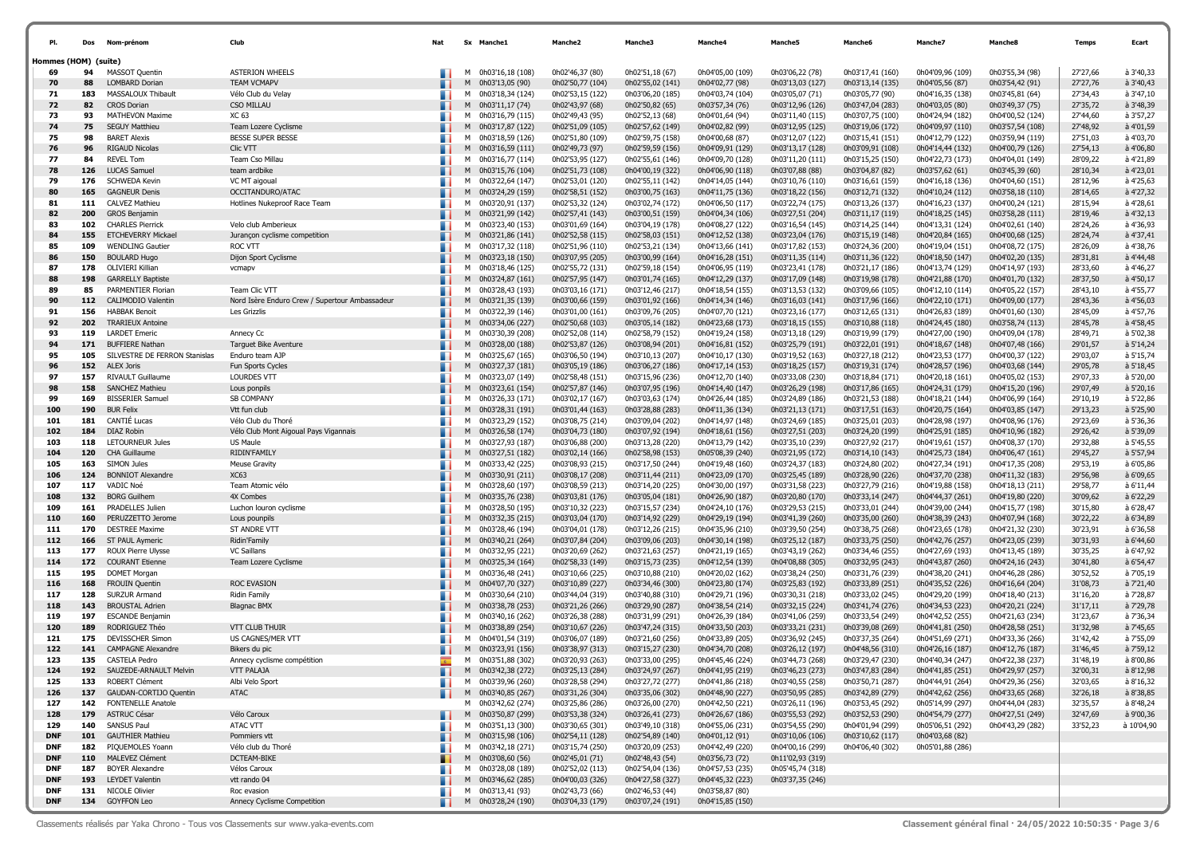| Pl. | Dos | Nom-prénom | Club | Nat | Sx | Manche1 | Manche2 | Manche3 | Manche4 | Manche5 | Manche6 | Manche7 | Manche8 | Temps | Ecart |
|---|---|---|---|---|---|---|---|---|---|---|---|---|---|---|---|
| **Hommes (HOM) (suite)** | | | | | | | | | | | | | | | |
| 69 | 94 | MASSOT Quentin | ASTERION WHEELS | | M | 0h03'16,18 (108) | 0h02'46,37 (80) | 0h02'51,18 (67) | 0h04'05,00 (109) | 0h03'06,22 (78) | 0h03'17,41 (160) | 0h04'09,96 (109) | 0h03'55,34 (98) | 27'27,66 | à 3'40,33 |
| 70 | 88 | LOMBARD Dorian | TEAM VCMAPV | | M | 0h03'13,05 (90) | 0h02'50,77 (104) | 0h02'55,02 (141) | 0h04'02,77 (98) | 0h03'13,03 (127) | 0h03'13,14 (135) | 0h04'05,56 (87) | 0h03'54,42 (91) | 27'27,76 | à 3'40,43 |
| 71 | 183 | MASSALOUX Thibault | Vélo Club du Velay | | M | 0h03'18,34 (124) | 0h02'53,15 (122) | 0h03'06,20 (185) | 0h04'03,74 (104) | 0h03'05,07 (71) | 0h03'05,77 (90) | 0h04'16,35 (138) | 0h03'45,81 (64) | 27'34,43 | à 3'47,10 |
| 72 | 82 | CROS Dorian | CSO MILLAU | | M | 0h03'11,17 (74) | 0h02'43,97 (68) | 0h02'50,82 (65) | 0h03'57,34 (76) | 0h03'12,96 (126) | 0h03'47,04 (283) | 0h04'03,05 (80) | 0h03'49,37 (75) | 27'35,72 | à 3'48,39 |
| 73 | 93 | MATHEVON Maxime | XC 63 | | M | 0h03'16,79 (115) | 0h02'49,43 (95) | 0h02'52,13 (68) | 0h04'01,64 (94) | 0h03'11,40 (115) | 0h03'07,75 (100) | 0h04'24,94 (182) | 0h04'00,52 (124) | 27'44,60 | à 3'57,27 |
| 74 | 75 | SEGUY Matthieu | Team Lozere Cycliste | | M | 0h03'17,87 (122) | 0h02'51,09 (105) | 0h02'57,62 (149) | 0h04'02,82 (99) | 0h03'12,95 (125) | 0h03'19,06 (172) | 0h04'09,97 (110) | 0h03'57,54 (108) | 27'48,92 | à 4'01,59 |
| 75 | 98 | BARET Alexis | BESSE SUPER BESSE | | M | 0h03'18,59 (126) | 0h02'51,80 (109) | 0h02'59,75 (158) | 0h04'00,68 (87) | 0h03'12,07 (122) | 0h03'15,41 (151) | 0h04'12,79 (122) | 0h03'59,94 (119) | 27'51,03 | à 4'03,70 |
| 76 | 96 | RIGAUD Nicolas | Clic VTT | | M | 0h03'16,59 (111) | 0h02'49,73 (97) | 0h02'59,59 (156) | 0h04'09,91 (129) | 0h03'13,17 (128) | 0h03'09,91 (108) | 0h04'14,44 (132) | 0h04'00,79 (126) | 27'54,13 | à 4'06,80 |
| 77 | 84 | REVEL Tom | Team Cso Millau | | M | 0h03'16,77 (114) | 0h02'53,95 (127) | 0h02'55,61 (146) | 0h04'09,70 (128) | 0h03'11,20 (111) | 0h03'15,25 (150) | 0h04'22,73 (173) | 0h04'04,01 (149) | 28'09,22 | à 4'21,89 |
| 78 | 126 | LUCAS Samuel | team ardbike | | M | 0h03'15,76 (104) | 0h02'51,73 (108) | 0h04'00,19 (322) | 0h04'06,90 (118) | 0h03'07,88 (88) | 0h03'04,87 (82) | 0h03'57,62 (61) | 0h03'45,39 (60) | 28'10,34 | à 4'23,01 |
| 79 | 176 | SCHWEDA Kevin | VC MT aigoual | | M | 0h03'22,64 (147) | 0h02'53,01 (120) | 0h02'55,11 (142) | 0h04'14,05 (144) | 0h03'10,76 (110) | 0h03'16,61 (159) | 0h04'16,18 (136) | 0h04'04,60 (151) | 28'12,96 | à 4'25,63 |
| 80 | 165 | GAGNEUR Denis | OCCITANDURO/ATAC | | M | 0h03'24,29 (159) | 0h02'58,51 (152) | 0h03'00,75 (163) | 0h04'11,75 (136) | 0h03'18,22 (156) | 0h03'12,71 (132) | 0h04'10,24 (112) | 0h03'58,18 (110) | 28'14,65 | à 4'27,32 |
| 81 | 111 | CALVEZ Mathieu | Hotlines Nukeproof Race Team | | M | 0h03'20,91 (137) | 0h02'53,32 (124) | 0h03'02,74 (172) | 0h04'06,50 (117) | 0h03'22,74 (175) | 0h03'13,26 (137) | 0h04'16,23 (137) | 0h04'00,24 (121) | 28'15,94 | à 4'28,61 |
| 82 | 200 | GROS Benjamin | | | M | 0h03'21,99 (142) | 0h02'57,41 (143) | 0h03'00,51 (159) | 0h04'04,34 (106) | 0h03'27,51 (204) | 0h03'11,17 (119) | 0h04'18,25 (145) | 0h03'58,28 (111) | 28'19,46 | à 4'32,13 |
| 83 | 102 | CHARLES Pierrick | Velo club Amberieux | | M | 0h03'23,40 (153) | 0h03'01,69 (164) | 0h03'04,19 (178) | 0h04'08,27 (122) | 0h03'16,54 (145) | 0h03'14,25 (144) | 0h04'13,31 (124) | 0h04'02,61 (140) | 28'24,26 | à 4'36,93 |
| 84 | 155 | ETCHEVERRY Mickael | Jurançon cyclisme competition | | M | 0h03'21,86 (141) | 0h02'52,58 (115) | 0h02'58,03 (151) | 0h04'12,52 (138) | 0h03'23,04 (176) | 0h03'15,19 (148) | 0h04'20,84 (165) | 0h04'00,68 (125) | 28'24,74 | à 4'37,41 |
| 85 | 109 | WENDLING Gautier | ROC VTT | | M | 0h03'17,32 (118) | 0h02'51,96 (110) | 0h02'53,21 (134) | 0h04'13,66 (141) | 0h03'17,82 (153) | 0h03'24,36 (200) | 0h04'19,04 (151) | 0h04'08,72 (175) | 28'26,09 | à 4'38,76 |
| 86 | 150 | BOULARD Hugo | Dijon Sport Cyclisme | | M | 0h03'23,18 (150) | 0h03'07,95 (205) | 0h03'00,99 (164) | 0h04'16,28 (151) | 0h03'11,35 (114) | 0h03'11,36 (122) | 0h04'18,50 (147) | 0h04'02,20 (135) | 28'31,81 | à 4'44,48 |
| 87 | 178 | OLIVIERI Killian | vcmapv | | M | 0h03'18,46 (125) | 0h02'55,72 (131) | 0h02'59,18 (154) | 0h04'06,95 (119) | 0h03'23,41 (178) | 0h03'21,17 (186) | 0h04'13,74 (129) | 0h04'14,97 (193) | 28'33,60 | à 4'46,27 |
| 88 | 198 | GARRELLY Baptiste | | | M | 0h03'24,87 (161) | 0h02'57,95 (147) | 0h03'01,74 (165) | 0h04'12,29 (137) | 0h03'17,09 (148) | 0h03'19,98 (178) | 0h04'21,88 (170) | 0h04'01,70 (132) | 28'37,50 | à 4'50,17 |
| 89 | 85 | PARMENTIER Florian | Team Clic VTT | | M | 0h03'28,43 (193) | 0h03'03,16 (171) | 0h03'12,46 (217) | 0h04'18,54 (155) | 0h03'13,53 (132) | 0h03'09,66 (105) | 0h04'12,10 (114) | 0h04'05,22 (157) | 28'43,10 | à 4'55,77 |
| 90 | 112 | CALIMODIO Valentin | Nord Isère Enduro Crew / Supertour Ambassadeur | | M | 0h03'21,35 (139) | 0h03'00,66 (159) | 0h03'01,92 (166) | 0h04'14,34 (146) | 0h03'16,03 (141) | 0h03'17,96 (166) | 0h04'22,10 (171) | 0h04'09,00 (177) | 28'43,36 | à 4'56,03 |
| 91 | 156 | HABBAK Benoit | Les Grizzlis | | M | 0h03'22,39 (146) | 0h03'01,00 (161) | 0h03'09,76 (205) | 0h04'07,70 (121) | 0h03'23,16 (177) | 0h03'12,65 (131) | 0h04'26,83 (189) | 0h04'01,60 (130) | 28'45,09 | à 4'57,76 |
| 92 | 202 | TRARIEUX Antoine | | | M | 0h03'34,06 (227) | 0h02'50,68 (103) | 0h03'05,14 (182) | 0h04'23,68 (173) | 0h03'18,15 (155) | 0h03'10,88 (118) | 0h04'24,45 (180) | 0h03'58,74 (113) | 28'45,78 | à 4'58,45 |
| 93 | 119 | LARDET Emeric | Annecy Cc | | M | 0h03'30,39 (208) | 0h02'52,08 (114) | 0h02'58,79 (152) | 0h04'19,24 (158) | 0h03'13,18 (129) | 0h03'19,99 (179) | 0h04'27,00 (190) | 0h04'09,04 (178) | 28'49,71 | à 5'02,38 |
| 94 | 171 | BUFFIERE Nathan | Targuet Bike Aventure | | M | 0h03'28,00 (188) | 0h02'53,87 (126) | 0h03'08,94 (201) | 0h04'16,81 (152) | 0h03'25,79 (191) | 0h03'22,01 (191) | 0h04'18,67 (148) | 0h04'07,48 (166) | 29'01,57 | à 5'14,24 |
| 95 | 105 | SILVESTRE DE FERRON Stanislas | Enduro team AJP | | M | 0h03'25,67 (165) | 0h03'06,50 (194) | 0h03'10,13 (207) | 0h04'10,17 (130) | 0h03'19,52 (163) | 0h03'27,18 (212) | 0h04'23,53 (177) | 0h04'00,37 (122) | 29'03,07 | à 5'15,74 |
| 96 | 152 | ALEX Joris | Fun Sports Cycles | | M | 0h03'27,37 (181) | 0h03'05,19 (186) | 0h03'06,27 (186) | 0h04'17,14 (153) | 0h03'18,25 (157) | 0h03'19,31 (174) | 0h04'28,57 (196) | 0h04'03,68 (144) | 29'05,78 | à 5'18,45 |
| 97 | 157 | RIVAULT Guillaume | LOURDES VTT | | M | 0h03'23,07 (149) | 0h02'58,48 (151) | 0h03'15,96 (236) | 0h04'12,70 (140) | 0h03'33,08 (230) | 0h03'18,84 (171) | 0h04'20,18 (161) | 0h04'05,02 (153) | 29'07,33 | à 5'20,00 |
| 98 | 158 | SANCHEZ Mathieu | Lous ponpils | | M | 0h03'23,61 (154) | 0h02'57,87 (146) | 0h03'07,95 (196) | 0h04'14,40 (147) | 0h03'26,29 (198) | 0h03'17,86 (165) | 0h04'24,31 (179) | 0h04'15,20 (196) | 29'07,49 | à 5'20,16 |
| 99 | 169 | BISSERIER Samuel | SB COMPANY | | M | 0h03'26,33 (171) | 0h03'02,17 (167) | 0h03'03,63 (174) | 0h04'26,44 (185) | 0h03'24,89 (186) | 0h03'21,53 (188) | 0h04'18,21 (144) | 0h04'06,99 (164) | 29'10,19 | à 5'22,86 |
| 100 | 190 | BUR Felix | Vtt fun club | | M | 0h03'28,31 (191) | 0h03'01,44 (163) | 0h03'28,88 (283) | 0h04'11,36 (134) | 0h03'21,13 (171) | 0h03'17,51 (163) | 0h04'20,75 (164) | 0h04'03,85 (147) | 29'13,23 | à 5'25,90 |
| 101 | 181 | CANTIÉ Lucas | Vélo Club du Thoré | | M | 0h03'23,29 (152) | 0h03'08,75 (214) | 0h03'09,04 (202) | 0h04'14,97 (148) | 0h03'24,69 (185) | 0h03'25,01 (203) | 0h04'28,98 (197) | 0h04'08,96 (176) | 29'23,69 | à 5'36,36 |
| 102 | 184 | DIAZ Robin | Vélo Club Mont Aigoual Pays Vigannais | | M | 0h03'26,58 (174) | 0h03'04,73 (180) | 0h03'07,92 (194) | 0h04'18,61 (156) | 0h03'27,51 (203) | 0h03'24,20 (199) | 0h04'25,91 (185) | 0h04'10,96 (182) | 29'26,42 | à 5'39,09 |
| 103 | 118 | LETOURNEUR Jules | US Maule | | M | 0h03'27,93 (187) | 0h03'06,88 (200) | 0h03'13,28 (220) | 0h04'13,79 (142) | 0h03'35,10 (239) | 0h03'27,92 (217) | 0h04'19,61 (157) | 0h04'08,37 (170) | 29'32,88 | à 5'45,55 |
| 104 | 120 | CHA Guillaume | RIDIN'FAMILY | | M | 0h03'27,51 (182) | 0h03'02,14 (166) | 0h02'58,98 (153) | 0h05'08,39 (240) | 0h03'21,95 (172) | 0h03'14,10 (143) | 0h04'25,73 (184) | 0h04'06,47 (161) | 29'45,27 | à 5'57,94 |
| 105 | 163 | SIMON Jules | Meuse Gravity | | M | 0h03'33,42 (225) | 0h03'08,93 (215) | 0h03'17,50 (244) | 0h04'19,48 (160) | 0h03'24,37 (183) | 0h03'24,80 (202) | 0h04'27,34 (191) | 0h04'17,35 (208) | 29'53,19 | à 6'05,86 |
| 106 | 124 | BONNIOT Alexandre | XC63 | | M | 0h03'30,91 (211) | 0h03'08,17 (208) | 0h03'11,44 (211) | 0h04'23,09 (170) | 0h03'25,45 (189) | 0h03'28,90 (226) | 0h04'37,70 (238) | 0h04'11,32 (183) | 29'56,98 | à 6'09,65 |
| 107 | 117 | VADIC Noé | Team Atomic vélo | | M | 0h03'28,60 (197) | 0h03'08,59 (213) | 0h03'14,20 (225) | 0h04'30,00 (197) | 0h03'31,58 (223) | 0h03'27,79 (216) | 0h04'19,88 (158) | 0h04'18,13 (211) | 29'58,77 | à 6'11,44 |
| 108 | 132 | BORG Guilhem | 4X Combes | | M | 0h03'35,76 (238) | 0h03'03,81 (176) | 0h03'05,04 (181) | 0h04'26,90 (187) | 0h03'20,80 (170) | 0h03'33,14 (247) | 0h04'44,37 (261) | 0h04'19,80 (220) | 30'09,62 | à 6'22,29 |
| 109 | 161 | PRADELLES Julien | Luchon louron cyclisme | | M | 0h03'28,50 (195) | 0h03'10,32 (223) | 0h03'15,57 (234) | 0h04'24,10 (176) | 0h03'29,53 (215) | 0h03'33,01 (244) | 0h04'39,00 (244) | 0h04'15,77 (198) | 30'15,80 | à 6'28,47 |
| 110 | 160 | PERUZZETTO Jerome | Lous pounpils | | M | 0h03'32,35 (215) | 0h03'03,04 (170) | 0h03'14,92 (229) | 0h04'29,19 (194) | 0h03'41,39 (260) | 0h03'35,00 (260) | 0h04'38,39 (243) | 0h04'07,94 (168) | 30'22,22 | à 6'34,89 |
| 111 | 170 | DESTREE Maxime | ST ANDRE VTT | | M | 0h03'28,46 (194) | 0h03'04,01 (178) | 0h03'12,26 (215) | 0h04'35,96 (210) | 0h03'39,50 (254) | 0h03'38,75 (268) | 0h04'23,65 (178) | 0h04'21,32 (230) | 30'23,91 | à 6'36,58 |
| 112 | 166 | ST PAUL Aymeric | Ridin'Family | | M | 0h03'40,21 (264) | 0h03'07,84 (204) | 0h03'09,06 (203) | 0h04'30,14 (198) | 0h03'25,12 (187) | 0h03'33,75 (250) | 0h04'42,76 (257) | 0h04'23,05 (239) | 30'31,93 | à 6'44,60 |
| 113 | 177 | ROUX Pierre Ulysse | VC Saillans | | M | 0h03'32,95 (221) | 0h03'20,69 (262) | 0h03'21,63 (257) | 0h04'21,19 (165) | 0h03'43,19 (262) | 0h03'34,46 (255) | 0h04'27,69 (193) | 0h04'13,45 (189) | 30'35,25 | à 6'47,92 |
| 114 | 172 | COURANT Etienne | Team Lozere Cyclisme | | M | 0h03'25,34 (164) | 0h02'58,33 (149) | 0h03'15,73 (235) | 0h04'12,54 (139) | 0h04'08,88 (305) | 0h03'32,95 (243) | 0h04'43,87 (260) | 0h04'24,16 (243) | 30'41,80 | à 6'54,47 |
| 115 | 195 | DOMET Morgan | | | M | 0h03'36,48 (241) | 0h03'10,66 (225) | 0h03'10,88 (210) | 0h04'20,02 (162) | 0h03'38,24 (250) | 0h03'31,76 (239) | 0h04'38,20 (241) | 0h04'46,28 (286) | 30'52,52 | à 7'05,19 |
| 116 | 168 | FROUIN Quentin | ROC EVASION | | M | 0h04'07,70 (327) | 0h03'10,89 (227) | 0h03'34,46 (300) | 0h04'23,80 (174) | 0h03'25,83 (192) | 0h03'33,89 (251) | 0h04'35,52 (226) | 0h04'16,64 (204) | 31'08,73 | à 7'21,40 |
| 117 | 128 | SURZUR Armand | Ridin Family | | M | 0h03'30,64 (210) | 0h03'44,04 (319) | 0h03'40,88 (310) | 0h04'29,71 (196) | 0h03'30,31 (218) | 0h03'33,02 (245) | 0h04'29,20 (199) | 0h04'18,40 (213) | 31'16,20 | à 7'28,87 |
| 118 | 143 | BROUSTAL Adrien | Blagnac BMX | | M | 0h03'38,78 (253) | 0h03'21,26 (266) | 0h03'29,90 (287) | 0h04'38,54 (214) | 0h03'32,15 (224) | 0h03'41,74 (276) | 0h04'34,53 (223) | 0h04'20,21 (224) | 31'17,11 | à 7'29,78 |
| 119 | 197 | ESCANDE Benjamin | | | M | 0h03'40,16 (262) | 0h03'26,38 (288) | 0h03'31,99 (291) | 0h04'26,39 (184) | 0h03'41,06 (259) | 0h03'33,54 (249) | 0h04'42,52 (255) | 0h04'21,63 (234) | 31'23,67 | à 7'36,34 |
| 120 | 189 | RODRIGUEZ Théo | VTT CLUB THUIR | | M | 0h03'38,89 (254) | 0h03'10,67 (226) | 0h03'47,24 (315) | 0h04'33,50 (203) | 0h03'33,21 (231) | 0h03'39,08 (269) | 0h04'41,81 (250) | 0h04'28,58 (251) | 31'32,98 | à 7'45,65 |
| 121 | 175 | DEVISSCHER Simon | US CAGNES/MER VTT | | M | 0h04'01,54 (319) | 0h03'06,07 (189) | 0h03'21,60 (256) | 0h04'33,89 (205) | 0h03'36,92 (245) | 0h03'37,35 (264) | 0h04'51,69 (271) | 0h04'33,36 (266) | 31'42,42 | à 7'55,09 |
| 122 | 141 | CAMPAGNE Alexandre | Bikers du pic | | M | 0h03'23,91 (156) | 0h03'38,97 (313) | 0h03'15,27 (230) | 0h04'34,70 (208) | 0h03'26,12 (197) | 0h04'48,56 (310) | 0h04'26,16 (187) | 0h04'12,76 (187) | 31'46,45 | à 7'59,12 |
| 123 | 135 | CASTELA Pedro | Annecy cyclisme compétition | | M | 0h03'51,88 (302) | 0h03'20,93 (263) | 0h03'33,00 (295) | 0h04'45,46 (224) | 0h03'44,73 (268) | 0h03'29,47 (230) | 0h04'40,34 (247) | 0h04'22,38 (237) | 31'48,19 | à 8'00,86 |
| 124 | 192 | SAUZEDE-ARNAULT Melvin | VTT PALAJA | | M | 0h03'42,38 (272) | 0h03'25,13 (284) | 0h03'24,97 (267) | 0h04'41,95 (219) | 0h03'46,23 (273) | 0h03'47,83 (284) | 0h04'41,85 (251) | 0h04'29,97 (257) | 32'00,31 | à 8'12,98 |
| 125 | 133 | ROBERT Clément | Albi Velo Sport | | M | 0h03'39,96 (260) | 0h03'28,58 (294) | 0h03'27,72 (277) | 0h04'41,86 (218) | 0h03'40,55 (258) | 0h03'50,71 (287) | 0h04'44,91 (264) | 0h04'29,36 (256) | 32'03,65 | à 8'16,32 |
| 126 | 137 | GAUDAN-CORTIJO Quentin | ATAC | | M | 0h03'40,85 (267) | 0h03'31,26 (304) | 0h03'35,06 (302) | 0h04'48,90 (227) | 0h03'50,95 (285) | 0h03'42,89 (279) | 0h04'42,62 (256) | 0h04'33,65 (268) | 32'26,18 | à 8'38,85 |
| 127 | 142 | FONTENELLE Anatole | | | M | 0h03'42,62 (274) | 0h03'25,86 (286) | 0h03'26,00 (270) | 0h04'42,50 (221) | 0h03'26,11 (196) | 0h03'53,45 (292) | 0h05'14,99 (297) | 0h04'44,04 (283) | 32'35,57 | à 8'48,24 |
| 128 | 179 | ASTRUC César | Vélo Caroux | | M | 0h03'50,87 (299) | 0h03'53,38 (324) | 0h03'26,41 (273) | 0h04'26,67 (186) | 0h03'55,53 (292) | 0h03'52,53 (290) | 0h04'54,79 (277) | 0h04'27,51 (249) | 32'47,69 | à 9'00,36 |
| 129 | 140 | SANSUS Paul | ATAC VTT | | M | 0h03'51,13 (300) | 0h03'30,65 (301) | 0h03'49,10 (318) | 0h04'55,06 (231) | 0h03'54,55 (290) | 0h04'01,94 (299) | 0h05'06,51 (292) | 0h04'43,29 (282) | 33'52,23 | à 10'04,90 |
| DNF | 101 | GAUTHIER Mathieu | Pommiers vtt | | M | 0h03'15,98 (106) | 0h02'54,11 (128) | 0h02'54,89 (140) | 0h04'01,12 (91) | 0h03'10,06 (106) | 0h03'10,62 (117) | 0h04'03,68 (82) | | | |
| DNF | 182 | PIQUEMOLES Yoann | Vélo club du Thoré | | M | 0h03'42,18 (271) | 0h03'15,74 (250) | 0h03'20,09 (253) | 0h04'42,49 (220) | 0h04'00,16 (299) | 0h04'06,40 (302) | 0h05'01,88 (286) | | | |
| DNF | 110 | MALEVEZ Clément | DCTEAM-BIKE | | M | 0h03'08,60 (56) | 0h02'45,01 (71) | 0h02'48,43 (54) | 0h03'56,73 (72) | 0h11'02,93 (319) | | | | | |
| DNF | 187 | BOYER Alexandre | Vélos Caroux | | M | 0h03'28,08 (189) | 0h02'52,02 (113) | 0h02'54,04 (136) | 0h04'57,53 (235) | 0h05'45,74 (318) | | | | | |
| DNF | 193 | LEYDET Valentin | vtt rando 04 | | M | 0h03'46,62 (285) | 0h04'00,03 (326) | 0h04'27,58 (327) | 0h04'45,32 (223) | 0h03'37,35 (246) | | | | | |
| DNF | 131 | NICOLE Olivier | Roc evasion | | M | 0h03'13,41 (93) | 0h02'43,73 (66) | 0h02'46,53 (44) | 0h03'58,87 (80) | | | | | | |
| DNF | 134 | GOYFFON Leo | Annecy Cyclisme Competition | | M | 0h03'28,24 (190) | 0h03'04,33 (179) | 0h03'07,24 (191) | 0h04'15,85 (150) | | | | | | |

Classements réalisés par Yaka Chrono - Tous vos Classements sur www.yaka-events.com

Classement général final · 24/05/2022 10:50:35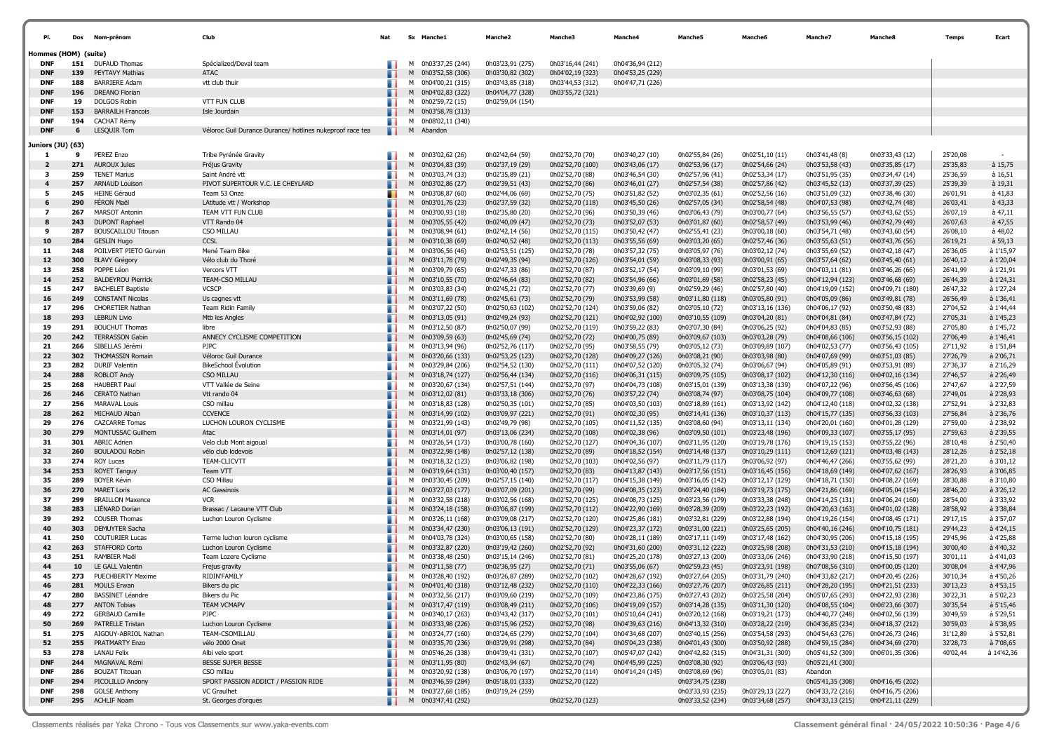| Pl. | Dos | Nom-prénom | Club | Nat | Sx | Manche1 | Manche2 | Manche3 | Manche4 | Manche5 | Manche6 | Manche7 | Manche8 | Temps | Ecart |
|---|---|---|---|---|---|---|---|---|---|---|---|---|---|---|---|
| **Hommes (HOM) (suite)** | | | | | | | | | | | | | | | |
| **DNF** | **151** | DUFAUD Thomas | Spécialized/Deval team | | M | 0h03'37,25 (244) | 0h03'23,91 (275) | 0h03'16,44 (241) | 0h04'36,94 (212) | | | | | | |
| **DNF** | **139** | PEYTAVY Mathias | ATAC | | M | 0h03'52,58 (306) | 0h03'30,82 (302) | 0h04'02,19 (323) | 0h04'53,25 (229) | | | | | | |
| **DNF** | **188** | BARRIERE Adam | vtt club thuir | | M | 0h04'00,21 (315) | 0h03'43,85 (318) | 0h03'44,53 (312) | 0h04'47,71 (226) | | | | | | |
| **DNF** | **196** | DREANO Florian | | | M | 0h04'02,83 (322) | 0h04'04,77 (328) | 0h03'55,72 (321) | | | | | | | |
| **DNF** | **19** | DOLGOS Robin | VTT FUN CLUB | | M | 0h02'59,72 (15) | 0h02'59,04 (154) | | | | | | | | |
| **DNF** | **153** | BARRAILH Francois | Isle Jourdain | | M | 0h03'58,78 (313) | | | | | | | | | |
| **DNF** | **194** | CACHAT Rémy | | | M | 0h08'02,11 (340) | | | | | | | | | |
| **DNF** | **6** | LESQUIR Tom | Véloroc Guil Durance Durance/ hotlines nukeproof race tea | | M | Abandon | | | | | | | | | |
| **Juniors (JU) (63)** | | | | | | | | | | | | | | | |
| **1** | **9** | PEREZ Enzo | Tribe Pyrénée Gravity | | M | 0h03'02,62 (26) | 0h02'42,64 (59) | 0h02'52,70 (70) | 0h03'40,27 (10) | 0h02'55,84 (26) | 0h02'51,10 (11) | 0h03'41,48 (8) | 0h03'33,43 (12) | 25'20,08 | - |
| **2** | **271** | AUROUX Jules | Fréjus Gravity | | M | 0h03'04,83 (39) | 0h02'37,19 (29) | 0h02'52,70 (100) | 0h03'43,06 (17) | 0h02'53,96 (17) | 0h02'54,66 (24) | 0h03'53,58 (43) | 0h03'35,85 (17) | 25'35,83 | à 15,75 |
| **3** | **259** | TENET Marius | Saint André vtt | | M | 0h03'03,74 (33) | 0h02'35,89 (21) | 0h02'52,70 (88) | 0h03'46,54 (30) | 0h02'57,96 (41) | 0h02'53,34 (17) | 0h03'51,95 (35) | 0h03'34,47 (14) | 25'36,59 | à 16,51 |
| **4** | **257** | ARNAUD Louison | PIVOT SUPERTOUR V.C. LE CHEYLARD | | M | 0h03'02,86 (27) | 0h02'39,51 (43) | 0h02'52,70 (86) | 0h03'46,01 (27) | 0h02'57,54 (38) | 0h02'57,86 (42) | 0h03'45,52 (13) | 0h03'37,39 (25) | 25'39,39 | à 19,31 |
| **5** | **245** | HEINE Géraud | Team 53 Onze | | M | 0h03'08,87 (60) | 0h02'44,06 (69) | 0h02'52,70 (75) | 0h03'51,82 (52) | 0h03'02,35 (61) | 0h02'52,56 (16) | 0h03'51,09 (32) | 0h03'38,46 (30) | 26'01,91 | à 41,83 |
| **6** | **290** | FÉRON Maël | LAtitude vtt / Workshop | | M | 0h03'01,76 (23) | 0h02'37,59 (32) | 0h02'52,70 (118) | 0h03'45,50 (26) | 0h02'57,05 (34) | 0h02'58,54 (48) | 0h04'07,53 (98) | 0h03'42,74 (48) | 26'03,41 | à 43,33 |
| **7** | **267** | MARSOT Antonin | TEAM VTT FUN CLUB | | M | 0h03'00,93 (18) | 0h02'35,80 (20) | 0h02'52,70 (96) | 0h03'50,39 (46) | 0h03'06,43 (79) | 0h03'00,77 (64) | 0h03'56,55 (57) | 0h03'43,62 (55) | 26'07,19 | à 47,11 |
| **8** | **243** | DUPONT Raphael | VTT Rando 04 | | M | 0h03'05,55 (42) | 0h02'40,09 (47) | 0h02'52,70 (73) | 0h03'52,07 (53) | 0h03'01,87 (60) | 0h02'58,57 (49) | 0h03'53,99 (46) | 0h03'42,79 (49) | 26'07,63 | à 47,55 |
| **9** | **287** | BOUSCAILLOU Titouan | CSO MILLAU | | M | 0h03'08,94 (61) | 0h02'42,14 (56) | 0h02'52,70 (115) | 0h03'50,42 (47) | 0h02'55,41 (23) | 0h03'00,18 (60) | 0h03'54,71 (48) | 0h03'43,60 (54) | 26'08,10 | à 48,02 |
| **10** | **284** | GESLIN Hugo | CCSL | | M | 0h03'10,38 (69) | 0h02'40,52 (48) | 0h02'52,70 (113) | 0h03'55,56 (69) | 0h03'03,20 (65) | 0h02'57,46 (36) | 0h03'55,63 (51) | 0h03'43,76 (56) | 26'19,21 | à 59,13 |
| **11** | **248** | POILVERT PIETO Gurvan | Mené Team Bike | | M | 0h03'06,56 (46) | 0h02'53,51 (125) | 0h02'52,70 (78) | 0h03'57,32 (75) | 0h03'05,97 (76) | 0h03'02,12 (74) | 0h03'55,69 (52) | 0h03'42,18 (47) | 26'36,05 | à 1'15,97 |
| **12** | **300** | BLAVY Grégory | Vélo club du Thoré | | M | 0h03'11,78 (79) | 0h02'49,35 (94) | 0h02'52,70 (126) | 0h03'54,01 (59) | 0h03'08,33 (93) | 0h03'00,91 (65) | 0h03'57,64 (62) | 0h03'45,40 (61) | 26'40,12 | à 1'20,04 |
| **13** | **258** | POPPE Léon | Vercors VTT | | M | 0h03'09,79 (65) | 0h02'47,33 (86) | 0h02'52,70 (87) | 0h03'52,17 (54) | 0h03'09,10 (99) | 0h03'01,53 (69) | 0h04'03,11 (81) | 0h03'46,26 (66) | 26'41,99 | à 1'21,91 |
| **14** | **252** | BALDEYROU Pierrick | TEAM-CSO MILLAU | | M | 0h03'10,55 (70) | 0h02'46,64 (83) | 0h02'52,70 (82) | 0h03'54,96 (66) | 0h03'01,69 (58) | 0h02'58,23 (45) | 0h04'12,94 (123) | 0h03'46,68 (69) | 26'44,39 | à 1'24,31 |
| **15** | **247** | BACHELET Baptiste | VCSCP | | M | 0h03'03,83 (34) | 0h02'45,21 (72) | 0h02'52,70 (77) | 0h03'39,69 (9) | 0h02'59,29 (46) | 0h02'57,80 (40) | 0h04'19,09 (152) | 0h04'09,71 (180) | 26'47,32 | à 1'27,24 |
| **16** | **249** | CONSTANT Nicolas | Us cagnes vtt | | M | 0h03'11,69 (78) | 0h02'45,61 (73) | 0h02'52,70 (79) | 0h03'53,99 (58) | 0h03'11,80 (118) | 0h03'05,80 (91) | 0h04'05,09 (86) | 0h03'49,81 (78) | 26'56,49 | à 1'36,41 |
| **17** | **296** | CHORETIER Nathan | Team Ridin Family | | M | 0h03'07,22 (50) | 0h02'50,63 (102) | 0h02'52,70 (124) | 0h03'59,06 (82) | 0h03'05,10 (72) | 0h03'13,16 (136) | 0h04'06,17 (92) | 0h03'50,48 (83) | 27'04,52 | à 1'44,44 |
| **18** | **293** | LEBRUN Livio | Mtb les Angles | | M | 0h03'13,05 (91) | 0h02'49,24 (93) | 0h02'52,70 (121) | 0h04'02,92 (100) | 0h03'10,55 (109) | 0h03'04,20 (81) | 0h04'04,81 (84) | 0h03'47,84 (72) | 27'05,31 | à 1'45,23 |
| **19** | **291** | BOUCHUT Thomas | libre | | M | 0h03'12,50 (87) | 0h02'50,07 (99) | 0h02'52,70 (119) | 0h03'59,22 (83) | 0h03'07,30 (84) | 0h03'06,25 (92) | 0h04'04,83 (85) | 0h03'52,93 (88) | 27'05,80 | à 1'45,72 |
| **20** | **242** | TERRASSON Gabin | ANNECY CYCLISME COMPETITION | | M | 0h03'09,59 (63) | 0h02'45,69 (74) | 0h02'52,70 (72) | 0h04'00,75 (89) | 0h03'09,67 (103) | 0h03'03,28 (79) | 0h04'08,66 (106) | 0h03'56,15 (102) | 27'06,49 | à 1'46,41 |
| **21** | **266** | SIBELLAS Jérémi | PJPC | | M | 0h03'13,94 (96) | 0h02'52,76 (117) | 0h02'52,70 (95) | 0h03'58,55 (79) | 0h03'05,12 (73) | 0h03'09,89 (107) | 0h04'02,53 (77) | 0h03'56,43 (105) | 27'11,92 | à 1'51,84 |
| **22** | **302** | THOMASSIN Romain | Véloroc Guil Durance | | M | 0h03'20,66 (133) | 0h02'53,25 (123) | 0h02'52,70 (128) | 0h04'09,27 (126) | 0h03'08,21 (90) | 0h03'03,98 (80) | 0h04'07,69 (99) | 0h03'51,03 (85) | 27'26,79 | à 2'06,71 |
| **23** | **282** | DURIF Valentin | BikeSchool Évolution | | M | 0h03'29,84 (206) | 0h02'54,52 (130) | 0h02'52,70 (111) | 0h04'07,52 (120) | 0h03'05,32 (74) | 0h03'06,67 (94) | 0h04'05,89 (91) | 0h03'53,91 (89) | 27'36,37 | à 2'16,29 |
| **24** | **288** | ROBLOT Andy | CSO MILLAU | | M | 0h03'18,74 (127) | 0h02'56,44 (134) | 0h02'52,70 (116) | 0h04'06,31 (115) | 0h03'09,75 (105) | 0h03'08,17 (102) | 0h04'12,30 (116) | 0h04'02,16 (134) | 27'46,57 | à 2'26,49 |
| **25** | **268** | HAUBERT Paul | VTT Vallée de Seine | | M | 0h03'20,67 (134) | 0h02'57,51 (144) | 0h02'52,70 (97) | 0h04'04,73 (108) | 0h03'15,01 (139) | 0h03'13,38 (139) | 0h04'07,22 (96) | 0h03'56,45 (106) | 27'47,67 | à 2'27,59 |
| **26** | **246** | CERATO Nathan | Vtt rando 04 | | M | 0h03'12,02 (81) | 0h03'33,18 (306) | 0h02'52,70 (76) | 0h03'57,22 (74) | 0h03'08,74 (97) | 0h03'08,75 (104) | 0h04'09,77 (108) | 0h03'46,63 (68) | 27'49,01 | à 2'28,93 |
| **27** | **256** | MARAVAL Louis | CSO millau | | M | 0h03'18,83 (128) | 0h02'50,35 (101) | 0h02'52,70 (85) | 0h04'03,50 (103) | 0h03'18,89 (161) | 0h03'13,92 (142) | 0h04'12,40 (118) | 0h04'02,32 (138) | 27'52,91 | à 2'32,83 |
| **28** | **262** | MICHAUD Alban | CCVENCE | | M | 0h03'14,99 (102) | 0h03'09,97 (221) | 0h02'52,70 (91) | 0h04'02,30 (95) | 0h03'14,41 (136) | 0h03'10,37 (113) | 0h04'15,77 (135) | 0h03'56,33 (103) | 27'56,84 | à 2'36,76 |
| **29** | **276** | CAZCARRE Tomas | LUCHON LOURON CYCLISME | | M | 0h03'21,99 (143) | 0h02'49,79 (98) | 0h02'52,70 (105) | 0h04'11,52 (135) | 0h03'08,60 (94) | 0h03'13,11 (134) | 0h04'20,01 (160) | 0h04'01,28 (129) | 27'59,00 | à 2'38,92 |
| **30** | **279** | MONTUSSAC Guilhem | Atac | | M | 0h03'14,01 (97) | 0h03'13,06 (234) | 0h02'52,70 (108) | 0h04'02,38 (96) | 0h03'09,50 (101) | 0h03'23,48 (196) | 0h04'09,33 (107) | 0h03'55,17 (95) | 27'59,63 | à 2'39,55 |
| **31** | **301** | ABRIC Adrien | Velo club Mont aigoual | | M | 0h03'26,54 (173) | 0h03'00,78 (160) | 0h02'52,70 (127) | 0h04'04,36 (107) | 0h03'11,95 (120) | 0h03'19,78 (176) | 0h04'19,15 (153) | 0h03'55,22 (96) | 28'10,48 | à 2'50,40 |
| **32** | **260** | BOULADOU Robin | vélo club lodevois | | M | 0h03'22,98 (148) | 0h02'57,12 (138) | 0h02'52,70 (89) | 0h04'18,52 (154) | 0h03'14,48 (137) | 0h03'10,29 (111) | 0h04'12,69 (121) | 0h04'03,48 (143) | 28'12,26 | à 2'52,18 |
| **33** | **274** | ROY Lucas | TEAM-CLICVTT | | M | 0h03'18,32 (123) | 0h03'06,82 (198) | 0h02'52,70 (103) | 0h04'02,56 (97) | 0h03'11,79 (117) | 0h03'06,92 (97) | 0h04'46,47 (266) | 0h03'55,62 (99) | 28'21,20 | à 3'01,12 |
| **34** | **253** | ROYET Tanguy | Team VTT | | M | 0h03'19,64 (131) | 0h03'00,40 (157) | 0h02'52,70 (83) | 0h04'13,87 (143) | 0h03'17,56 (151) | 0h03'16,45 (156) | 0h04'18,69 (149) | 0h04'07,62 (167) | 28'26,93 | à 3'06,85 |
| **35** | **289** | BOYER Kévin | CSO Millau | | M | 0h03'30,45 (209) | 0h02'57,15 (140) | 0h02'52,70 (117) | 0h04'15,38 (149) | 0h03'16,05 (142) | 0h03'12,17 (129) | 0h04'18,71 (150) | 0h04'08,27 (169) | 28'30,88 | à 3'10,80 |
| **36** | **270** | MARET Loris | AC Gassinois | | M | 0h03'27,03 (177) | 0h03'07,09 (201) | 0h02'52,70 (99) | 0h04'08,35 (123) | 0h03'24,40 (184) | 0h03'19,73 (175) | 0h04'21,86 (169) | 0h04'05,04 (154) | 28'46,20 | à 3'26,12 |
| **37** | **299** | BRAILLON Maxence | VCR | | M | 0h03'32,58 (218) | 0h03'02,56 (168) | 0h02'52,70 (125) | 0h04'08,73 (125) | 0h03'23,56 (179) | 0h03'33,38 (248) | 0h04'14,25 (131) | 0h04'06,24 (160) | 28'54,00 | à 3'33,92 |
| **38** | **283** | LIÉNARD Dorian | Brassac / Lacaune VTT Club | | M | 0h03'24,18 (158) | 0h03'06,87 (199) | 0h02'52,70 (112) | 0h04'22,90 (169) | 0h03'28,39 (209) | 0h03'22,23 (192) | 0h04'20,63 (163) | 0h04'01,02 (128) | 28'58,92 | à 3'38,84 |
| **39** | **292** | COUSER Thomas | Luchon Louron Cyclisme | | M | 0h03'26,11 (168) | 0h03'09,08 (217) | 0h02'52,70 (120) | 0h04'25,86 (181) | 0h03'32,81 (229) | 0h03'22,88 (194) | 0h04'19,26 (154) | 0h04'08,45 (171) | 29'17,15 | à 3'57,07 |
| **40** | **303** | DEMUYTER Sacha | | | M | 0h03'34,47 (230) | 0h03'06,13 (191) | 0h02'52,70 (129) | 0h04'23,37 (172) | 0h03'31,00 (221) | 0h03'25,65 (205) | 0h04'40,16 (246) | 0h04'10,75 (181) | 29'44,23 | à 4'24,15 |
| **41** | **250** | COUTURIER Lucas | Terme luchon louron cyclisme | | M | 0h04'03,78 (324) | 0h03'00,65 (158) | 0h02'52,70 (80) | 0h04'28,11 (189) | 0h03'17,11 (149) | 0h03'17,48 (162) | 0h04'30,95 (206) | 0h04'15,18 (195) | 29'45,96 | à 4'25,88 |
| **42** | **263** | STAFFORD Corto | Luchon Louron Cyclisme | | M | 0h03'32,87 (220) | 0h03'19,42 (260) | 0h02'52,70 (92) | 0h04'31,60 (200) | 0h03'31,12 (222) | 0h03'25,98 (208) | 0h04'31,53 (210) | 0h04'15,18 (194) | 30'00,40 | à 4'40,32 |
| **43** | **251** | RAMBIER Maël | Team Lozere Cyclisme | | M | 0h03'38,48 (250) | 0h03'15,14 (246) | 0h02'52,70 (81) | 0h04'25,20 (178) | 0h03'27,13 (200) | 0h03'33,06 (246) | 0h04'33,90 (218) | 0h04'15,50 (197) | 30'01,11 | à 4'41,03 |
| **44** | **10** | LE GALL Valentin | Frejus gravity | | M | 0h03'11,58 (77) | 0h02'36,95 (27) | 0h02'52,70 (71) | 0h03'55,06 (67) | 0h02'59,23 (45) | 0h03'23,91 (198) | 0h07'08,56 (310) | 0h04'00,05 (120) | 30'08,04 | à 4'47,96 |
| **45** | **273** | PUECHBERTY Maxime | RIDIN'FAMILY | | M | 0h03'28,40 (192) | 0h03'26,87 (289) | 0h02'52,70 (102) | 0h04'28,67 (192) | 0h03'27,64 (205) | 0h03'31,79 (240) | 0h04'33,82 (217) | 0h04'20,45 (226) | 30'10,34 | à 4'50,26 |
| **46** | **281** | MOULS Erwan | Bikers du pic | | M | 0h04'01,40 (318) | 0h03'12,48 (232) | 0h02'52,70 (110) | 0h04'22,33 (166) | 0h03'27,76 (207) | 0h03'26,85 (211) | 0h04'28,20 (195) | 0h04'21,51 (233) | 30'13,23 | à 4'53,15 |
| **47** | **280** | BASSINET Léandre | Bikers du Pic | | M | 0h03'32,56 (217) | 0h03'09,60 (219) | 0h02'52,70 (109) | 0h04'23,86 (175) | 0h03'27,43 (202) | 0h03'25,58 (204) | 0h05'07,65 (293) | 0h04'22,93 (238) | 30'22,31 | à 5'02,23 |
| **48** | **277** | ANTON Tobias | TEAM VCMAPV | | M | 0h03'17,47 (119) | 0h03'08,49 (211) | 0h02'52,70 (106) | 0h04'19,09 (157) | 0h03'14,28 (135) | 0h03'11,30 (120) | 0h04'08,55 (104) | 0h06'23,66 (307) | 30'35,54 | à 5'15,46 |
| **49** | **272** | GERBAUD Camille | PJPC | | M | 0h03'40,17 (263) | 0h03'43,42 (317) | 0h02'52,70 (101) | 0h05'10,64 (241) | 0h03'20,12 (168) | 0h03'19,21 (173) | 0h04'40,77 (248) | 0h04'02,56 (139) | 30'49,59 | à 5'29,51 |
| **50** | **269** | PATRELLE Tristan | Luchon Louron Cyclisme | | M | 0h03'33,98 (226) | 0h03'15,96 (252) | 0h02'52,70 (98) | 0h04'39,63 (216) | 0h04'13,32 (310) | 0h03'28,22 (219) | 0h04'36,85 (234) | 0h04'18,37 (212) | 30'59,03 | à 5'38,95 |
| **51** | **275** | AIGOUY-ABRIOL Nathan | TEAM-CSOMILLAU | | M | 0h03'24,77 (160) | 0h03'24,65 (279) | 0h02'52,70 (104) | 0h04'34,68 (207) | 0h03'40,15 (256) | 0h03'54,58 (293) | 0h04'54,63 (276) | 0h04'26,73 (246) | 31'12,89 | à 5'52,81 |
| **52** | **255** | PRATMARTY Enzo | vélo 2000 Onet | | M | 0h03'35,70 (236) | 0h03'29,91 (298) | 0h02'52,70 (84) | 0h05'04,23 (238) | 0h04'01,43 (300) | 0h03'50,92 (288) | 0h04'59,15 (284) | 0h04'34,69 (270) | 32'28,73 | à 7'08,65 |
| **53** | **278** | LANAU Felix | Albi velo sport | | M | 0h05'46,26 (338) | 0h04'39,41 (331) | 0h02'52,70 (107) | 0h05'47,07 (242) | 0h04'42,82 (315) | 0h04'31,31 (309) | 0h05'41,52 (309) | 0h06'01,35 (306) | 40'02,44 | à 14'42,36 |
| **DNF** | **244** | MAGNAVAL Rémi | BESSE SUPER BESSE | | M | 0h03'11,95 (80) | 0h02'43,94 (67) | 0h02'52,70 (74) | 0h04'45,99 (225) | 0h03'08,30 (92) | 0h03'06,43 (93) | 0h05'21,41 (300) | | | |
| **DNF** | **286** | BOUZAT Titouan | CSO millau | | M | 0h03'20,92 (138) | 0h03'06,70 (197) | 0h02'52,70 (114) | 0h04'14,24 (145) | 0h03'08,69 (96) | 0h03'05,01 (83) | Abandon | | | |
| **DNF** | **294** | PICOLILLO Andony | SPORT PASSION ADDICT / PASSION RIDE | | M | 0h03'46,59 (284) | 0h05'18,01 (333) | 0h02'52,70 (122) | | 0h03'34,75 (238) | | 0h05'41,35 (308) | 0h04'16,45 (202) | | |
| **DNF** | **298** | GOLSE Anthony | VC Graulhet | | M | 0h03'27,68 (185) | 0h03'19,24 (259) | | | 0h03'33,93 (235) | 0h03'29,13 (227) | 0h04'33,72 (216) | 0h04'16,75 (206) | | |
| **DNF** | **295** | ACHLIF Noam | St. Georges d'orques | | M | 0h03'47,41 (292) | | 0h02'52,70 (123) | | 0h03'33,52 (234) | 0h03'34,68 (257) | 0h04'33,13 (215) | 0h04'21,11 (229) | | |

Classements réalisés par Yaka Chrono - Tous vos Classements sur www.yaka-events.com

**Classement général final · 24/05/2022 10:50:36**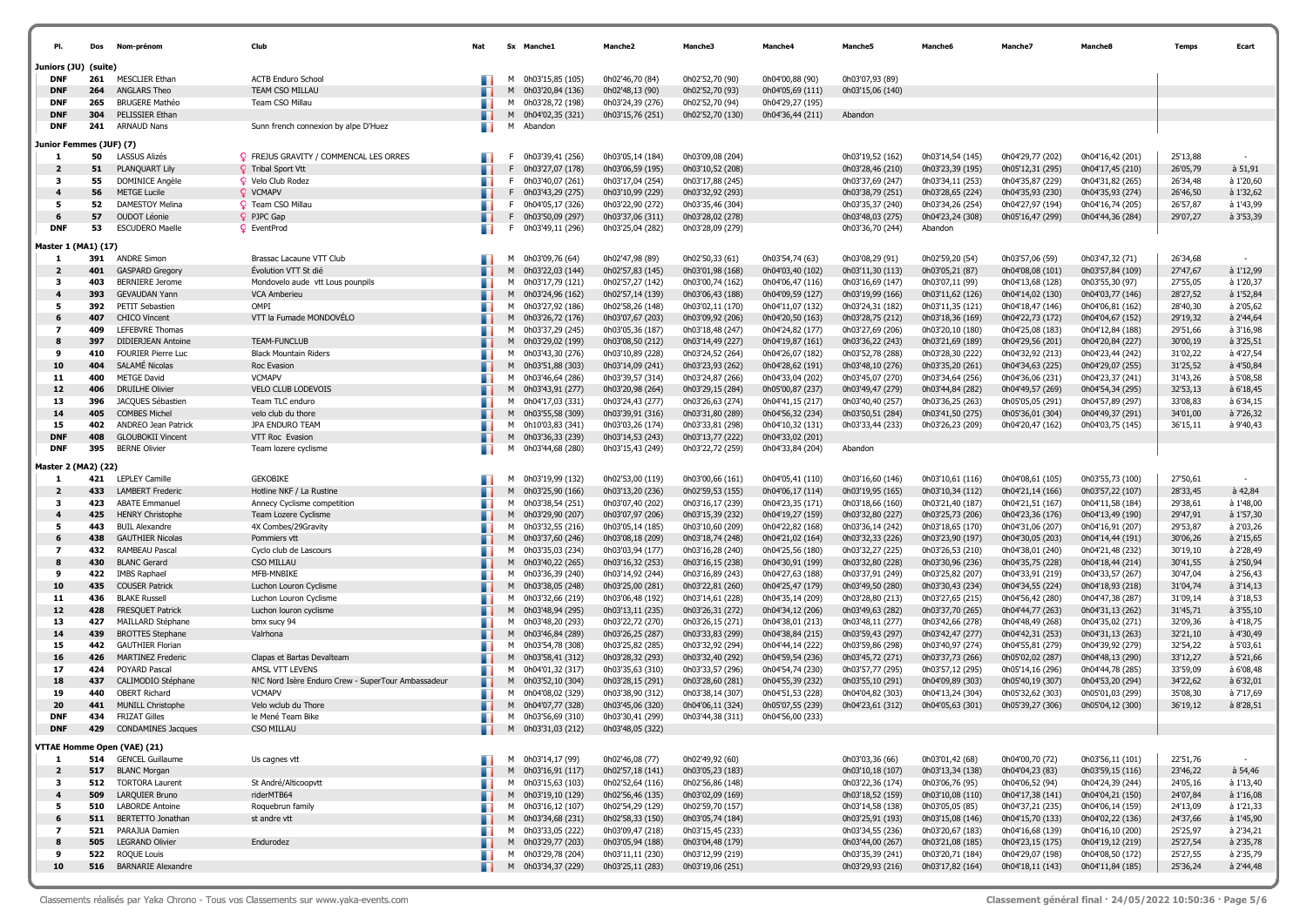| Pl. | Dos | Nom-prénom | Club | Nat | Sx | Manche1 | Manche2 | Manche3 | Manche4 | Manche5 | Manche6 | Manche7 | Manche8 | Temps | Ecart |
|---|---|---|---|---|---|---|---|---|---|---|---|---|---|---|---|
| **Juniors (JU) (suite)** | | | | | | | | | | | | | | | |
| DNF | 261 | MESCLIER Ethan | ACTB Enduro School | | M | 0h03'15,85 (105) | 0h02'46,70 (84) | 0h02'52,70 (90) | 0h04'00,88 (90) | 0h03'07,93 (89) | | | | | |
| DNF | 264 | ANGLARS Theo | TEAM CSO MILLAU | | M | 0h03'20,84 (136) | 0h02'48,13 (90) | 0h02'52,70 (93) | 0h04'05,69 (111) | 0h03'15,06 (140) | | | | | |
| DNF | 265 | BRUGERE Mathéo | Team CSO Millau | | M | 0h03'28,72 (198) | 0h03'24,39 (276) | 0h02'52,70 (94) | 0h04'29,27 (195) | | | | | | |
| DNF | 304 | PELISSIER Ethan | | | M | 0h04'02,35 (321) | 0h03'15,76 (251) | 0h02'52,70 (130) | 0h04'36,44 (211) | Abandon | | | | | |
| DNF | 241 | ARNAUD Nans | Sunn french connexion by alpe D'Huez | | M | Abandon | | | | | | | | | |
| **Junior Femmes (JUF) (7)** | | | | | | | | | | | | | | | |
| 1 | 50 | LASSUS Alizés | FREJUS GRAVITY / COMMENCAL LES ORRES | | F | 0h03'39,41 (256) | 0h03'05,14 (184) | 0h03'09,08 (204) | | 0h03'19,52 (162) | 0h03'14,54 (145) | 0h04'29,77 (202) | 0h04'16,42 (201) | 25'13,88 | - |
| 2 | 51 | PLANQUART Lily | Tribal Sport Vtt | | F | 0h03'27,07 (178) | 0h03'06,59 (195) | 0h03'10,52 (208) | | 0h03'28,46 (210) | 0h03'23,39 (195) | 0h05'12,31 (295) | 0h04'17,45 (210) | 26'05,79 | à 51,91 |
| 3 | 55 | DOMINICE Angèle | Velo Club Rodez | | F | 0h03'40,07 (261) | 0h03'17,04 (254) | 0h03'17,88 (245) | | 0h03'37,69 (247) | 0h03'34,11 (253) | 0h04'35,87 (229) | 0h04'31,82 (265) | 26'34,48 | à 1'20,60 |
| 4 | 56 | METGE Lucile | VCMAPV | | F | 0h03'43,29 (275) | 0h03'10,99 (229) | 0h03'32,92 (293) | | 0h03'38,79 (251) | 0h03'28,65 (224) | 0h04'35,93 (230) | 0h04'35,93 (274) | 26'46,50 | à 1'32,62 |
| 5 | 52 | DAMESTOY Melina | Team CSO Millau | | F | 0h04'05,17 (326) | 0h03'22,90 (272) | 0h03'35,46 (304) | | 0h03'35,37 (240) | 0h03'34,26 (254) | 0h04'27,97 (194) | 0h04'16,74 (205) | 26'57,87 | à 1'43,99 |
| 6 | 57 | OUDOT Léonie | PJPC Gap | | F | 0h03'50,09 (297) | 0h03'37,06 (311) | 0h03'28,02 (278) | | 0h03'48,03 (275) | 0h04'23,24 (308) | 0h05'16,47 (299) | 0h04'44,36 (284) | 29'07,27 | à 3'53,39 |
| DNF | 53 | ESCUDERO Maelle | EventProd | | F | 0h03'49,11 (296) | 0h03'25,04 (282) | 0h03'28,09 (279) | | 0h03'36,70 (244) | Abandon | | | | |
| **Master 1 (MA1) (17)** | | | | | | | | | | | | | | | |
| 1 | 391 | ANDRE Simon | Brassac Lacaune VTT Club | | M | 0h03'09,76 (64) | 0h02'47,98 (89) | 0h02'50,33 (61) | 0h03'54,74 (63) | 0h03'08,29 (91) | 0h02'59,20 (54) | 0h03'57,06 (59) | 0h03'47,32 (71) | 26'34,68 | - |
| 2 | 401 | GASPARD Gregory | Évolution VTT St dié | | M | 0h03'22,03 (144) | 0h02'57,83 (145) | 0h03'01,98 (168) | 0h04'03,40 (102) | 0h03'11,30 (113) | 0h03'05,21 (87) | 0h04'08,08 (101) | 0h03'57,84 (109) | 27'47,67 | à 1'12,99 |
| 3 | 403 | BERNIERE Jerome | Mondovelo aude vtt Lous pounpils | | M | 0h03'17,79 (121) | 0h02'57,27 (142) | 0h03'00,74 (162) | 0h04'06,47 (116) | 0h03'16,69 (147) | 0h03'07,11 (99) | 0h04'13,68 (128) | 0h03'55,30 (97) | 27'55,05 | à 1'20,37 |
| 4 | 393 | GEVAUDAN Yann | VCA Amberieu | | M | 0h03'24,96 (162) | 0h02'57,14 (139) | 0h03'06,43 (188) | 0h04'09,59 (127) | 0h03'19,99 (166) | 0h03'11,62 (126) | 0h04'14,02 (130) | 0h04'03,77 (146) | 28'27,52 | à 1'52,84 |
| 5 | 392 | PETIT Sebastien | OMPI | | M | 0h03'27,92 (186) | 0h02'58,26 (148) | 0h03'02,11 (170) | 0h04'11,07 (132) | 0h03'24,31 (182) | 0h03'11,35 (121) | 0h04'18,47 (146) | 0h04'06,81 (162) | 28'40,30 | à 2'05,62 |
| 6 | 407 | CHICO Vincent | VTT la Fumade MONDOVÉLO | | M | 0h03'26,72 (176) | 0h03'07,67 (203) | 0h03'09,92 (206) | 0h04'20,50 (163) | 0h03'28,75 (212) | 0h03'18,36 (169) | 0h04'22,73 (172) | 0h04'04,67 (152) | 29'19,32 | à 2'44,64 |
| 7 | 409 | LEFEBVRE Thomas | | | M | 0h03'37,29 (245) | 0h03'05,36 (187) | 0h03'18,48 (247) | 0h04'24,82 (177) | 0h03'27,69 (206) | 0h03'20,10 (180) | 0h04'25,08 (183) | 0h04'12,84 (188) | 29'51,66 | à 3'16,98 |
| 8 | 397 | DIDIERJEAN Antoine | TEAM-FUNCLUB | | M | 0h03'29,02 (199) | 0h03'08,50 (212) | 0h03'14,49 (227) | 0h04'19,87 (161) | 0h03'36,22 (243) | 0h03'21,69 (189) | 0h04'29,56 (201) | 0h04'20,84 (227) | 30'00,19 | à 3'25,51 |
| 9 | 410 | FOURIER Pierre Luc | Black Mountain Riders | | M | 0h03'43,30 (276) | 0h03'10,89 (228) | 0h03'24,52 (264) | 0h04'26,07 (182) | 0h03'52,78 (288) | 0h03'28,30 (222) | 0h04'32,92 (213) | 0h04'23,44 (242) | 31'02,22 | à 4'27,54 |
| 10 | 404 | SALAMÉ Nicolas | Roc Evasion | | M | 0h03'51,88 (303) | 0h03'14,09 (241) | 0h03'23,93 (262) | 0h04'28,62 (191) | 0h03'48,10 (276) | 0h03'35,20 (261) | 0h04'34,63 (225) | 0h04'29,07 (255) | 31'25,52 | à 4'50,84 |
| 11 | 400 | METGE David | VCMAPV | | M | 0h03'46,64 (286) | 0h03'39,57 (314) | 0h03'24,87 (266) | 0h04'33,04 (202) | 0h03'45,07 (270) | 0h03'34,64 (256) | 0h04'36,06 (231) | 0h04'23,37 (241) | 31'43,26 | à 5'08,58 |
| 12 | 406 | DRUILHE Olivier | VELO CLUB LODEVOIS | | M | 0h03'43,91 (277) | 0h03'20,98 (264) | 0h03'29,15 (284) | 0h05'00,87 (237) | 0h03'49,47 (279) | 0h03'44,84 (282) | 0h04'49,57 (269) | 0h04'54,34 (295) | 32'53,13 | à 6'18,45 |
| 13 | 396 | JACQUES Sébastien | Team TLC enduro | | M | 0h04'17,03 (331) | 0h03'24,43 (277) | 0h03'26,63 (274) | 0h04'41,15 (217) | 0h03'40,40 (257) | 0h03'36,25 (263) | 0h05'05,05 (291) | 0h04'57,89 (297) | 33'08,83 | à 6'34,15 |
| 14 | 405 | COMBES Michel | velo club du thore | | M | 0h03'55,58 (309) | 0h03'39,91 (316) | 0h03'31,80 (289) | 0h04'56,32 (234) | 0h03'50,51 (284) | 0h03'41,50 (275) | 0h05'36,01 (304) | 0h04'49,37 (291) | 34'01,00 | à 7'26,32 |
| 15 | 402 | ANDREO Jean Patrick | JPA ENDURO TEAM | | M | 0h10'03,83 (341) | 0h03'03,26 (174) | 0h03'33,81 (298) | 0h04'10,32 (131) | 0h03'33,44 (233) | 0h03'26,23 (209) | 0h04'20,47 (162) | 0h04'03,75 (145) | 36'15,11 | à 9'40,43 |
| DNF | 408 | GLOUBOKII Vincent | VTT Roc Evasion | | M | 0h03'36,33 (239) | 0h03'14,53 (243) | 0h03'13,77 (222) | 0h04'33,02 (201) | | | | | | |
| DNF | 395 | BERNE Olivier | Team lozere cyclisme | | M | 0h03'44,68 (280) | 0h03'15,43 (249) | 0h03'22,72 (259) | 0h04'33,84 (204) | Abandon | | | | | |
| **Master 2 (MA2) (22)** | | | | | | | | | | | | | | | |
| 1 | 421 | LEPLEY Camille | GEKOBIKE | | M | 0h03'19,99 (132) | 0h02'53,00 (119) | 0h03'00,66 (161) | 0h04'05,41 (110) | 0h03'16,60 (146) | 0h03'10,61 (116) | 0h04'08,61 (105) | 0h03'55,73 (100) | 27'50,61 | - |
| 2 | 433 | LAMBERT Frederic | Hotline NKF / La Rustine | | M | 0h03'25,90 (166) | 0h03'13,20 (236) | 0h02'59,53 (155) | 0h04'06,17 (114) | 0h03'19,95 (165) | 0h03'10,34 (112) | 0h04'21,14 (166) | 0h03'57,22 (107) | 28'33,45 | à 42,84 |
| 3 | 423 | ABATE Emmanuel | Annecy Cyclisme competition | | M | 0h03'38,54 (251) | 0h03'07,40 (202) | 0h03'16,17 (239) | 0h04'23,35 (171) | 0h03'18,66 (160) | 0h03'21,40 (187) | 0h04'21,51 (167) | 0h04'11,58 (184) | 29'38,61 | à 1'48,00 |
| 4 | 425 | HENRY Christophe | Team Lozere Cyclisme | | M | 0h03'29,90 (207) | 0h03'07,97 (206) | 0h03'15,39 (232) | 0h04'19,27 (159) | 0h03'32,80 (227) | 0h03'25,73 (206) | 0h04'23,36 (176) | 0h04'13,49 (190) | 29'47,91 | à 1'57,30 |
| 5 | 443 | BUIL Alexandre | 4X Combes/29Gravity | | M | 0h03'32,55 (216) | 0h03'05,14 (185) | 0h03'10,60 (209) | 0h04'22,82 (168) | 0h03'36,14 (242) | 0h03'18,65 (170) | 0h04'31,06 (207) | 0h04'16,91 (207) | 29'53,87 | à 2'03,26 |
| 6 | 438 | GAUTHIER Nicolas | Pommiers vtt | | M | 0h03'37,60 (246) | 0h03'08,18 (209) | 0h03'18,74 (248) | 0h04'21,02 (164) | 0h03'32,33 (226) | 0h03'23,90 (197) | 0h04'30,05 (203) | 0h04'14,44 (191) | 30'06,26 | à 2'15,65 |
| 7 | 432 | RAMBEAU Pascal | Cyclo club de Lascours | | M | 0h03'35,03 (234) | 0h03'03,94 (177) | 0h03'16,28 (240) | 0h04'25,56 (180) | 0h03'32,27 (225) | 0h03'26,53 (210) | 0h04'38,01 (240) | 0h04'21,48 (232) | 30'19,10 | à 2'28,49 |
| 8 | 430 | BLANC Gerard | CSO MILLAU | | M | 0h03'40,22 (265) | 0h03'16,32 (253) | 0h03'16,15 (238) | 0h04'30,91 (199) | 0h03'32,80 (228) | 0h03'30,96 (236) | 0h04'35,75 (228) | 0h04'18,44 (214) | 30'41,55 | à 2'50,94 |
| 9 | 422 | IMBS Raphael | MFB-MNBIKE | | M | 0h03'36,39 (240) | 0h03'14,92 (244) | 0h03'16,89 (243) | 0h04'27,63 (188) | 0h03'37,91 (249) | 0h03'25,82 (207) | 0h04'33,91 (219) | 0h04'33,57 (267) | 30'47,04 | à 2'56,43 |
| 10 | 435 | COUSER Patrick | Luchon Louron Cyclisme | | M | 0h03'38,05 (248) | 0h03'25,00 (281) | 0h03'22,81 (260) | 0h04'25,47 (179) | 0h03'49,50 (280) | 0h03'30,43 (234) | 0h04'34,55 (224) | 0h04'18,93 (218) | 31'04,74 | à 3'14,13 |
| 11 | 436 | BLAKE Russell | Luchon Louron Cyclisme | | M | 0h03'32,66 (219) | 0h03'06,48 (192) | 0h03'14,61 (228) | 0h04'35,14 (209) | 0h03'28,80 (213) | 0h03'27,65 (215) | 0h04'56,42 (280) | 0h04'47,38 (287) | 31'09,14 | à 3'18,53 |
| 12 | 428 | FRESQUET Patrick | Luchon louron cyclisme | | M | 0h03'48,94 (295) | 0h03'13,11 (235) | 0h03'26,31 (272) | 0h04'34,12 (206) | 0h03'49,63 (282) | 0h03'37,70 (265) | 0h04'44,77 (263) | 0h04'31,13 (262) | 31'45,71 | à 3'55,10 |
| 13 | 427 | MAILLARD Stéphane | bmx sucy 94 | | M | 0h03'48,20 (293) | 0h03'22,72 (270) | 0h03'26,15 (271) | 0h04'38,01 (213) | 0h03'48,11 (277) | 0h03'42,66 (278) | 0h04'48,49 (268) | 0h04'35,02 (271) | 32'09,36 | à 4'18,75 |
| 14 | 439 | BROTTES Stephane | Valrhona | | M | 0h03'46,84 (289) | 0h03'26,25 (287) | 0h03'33,83 (299) | 0h04'38,84 (215) | 0h03'59,43 (297) | 0h03'42,47 (277) | 0h04'42,31 (253) | 0h04'31,13 (263) | 32'21,10 | à 4'30,49 |
| 15 | 442 | GAUTHIER Florian | | | M | 0h03'54,78 (308) | 0h03'25,82 (285) | 0h03'32,92 (294) | 0h04'44,14 (222) | 0h03'59,86 (298) | 0h03'40,97 (274) | 0h04'55,81 (279) | 0h04'39,92 (279) | 32'54,22 | à 5'03,61 |
| 16 | 426 | MARTINEZ Frederic | Clapas et Bartas Devalteam | | M | 0h03'58,41 (312) | 0h03'28,32 (293) | 0h03'32,40 (292) | 0h04'59,54 (236) | 0h03'45,72 (271) | 0h03'37,73 (266) | 0h05'02,02 (287) | 0h04'48,13 (290) | 33'12,27 | à 5'21,66 |
| 17 | 424 | POYARD Pascal | AMSL VTT LEVENS | | M | 0h04'01,32 (317) | 0h03'35,63 (310) | 0h03'33,57 (296) | 0h04'54,74 (230) | 0h03'57,77 (295) | 0h03'57,12 (295) | 0h05'14,16 (296) | 0h04'44,78 (285) | 33'59,09 | à 6'08,48 |
| 18 | 437 | CALIMODIO Stéphane | N!C Nord Isère Enduro Crew - SuperTour Ambassadeur | | M | 0h03'52,10 (304) | 0h03'28,15 (291) | 0h03'28,60 (281) | 0h04'55,39 (232) | 0h03'55,10 (291) | 0h04'09,89 (303) | 0h05'40,19 (307) | 0h04'53,20 (294) | 34'22,62 | à 6'32,01 |
| 19 | 440 | OBERT Richard | VCMAPV | | M | 0h04'08,02 (329) | 0h03'38,90 (312) | 0h03'38,14 (307) | 0h04'51,53 (228) | 0h04'04,82 (303) | 0h04'13,24 (304) | 0h05'32,62 (303) | 0h05'01,03 (299) | 35'08,30 | à 7'17,69 |
| 20 | 441 | MUNILL Christophe | Velo wclub du Thore | | M | 0h04'07,77 (328) | 0h03'45,06 (320) | 0h04'06,11 (324) | 0h05'07,55 (239) | 0h04'23,61 (312) | 0h04'05,63 (301) | 0h05'39,27 (306) | 0h05'04,12 (300) | 36'19,12 | à 8'28,51 |
| DNF | 434 | FRIZAT Gilles | le Mené Team Bike | | M | 0h03'56,69 (310) | 0h03'30,41 (299) | 0h03'44,38 (311) | 0h04'56,00 (233) | | | | | | |
| DNF | 429 | CONDAMINES Jacques | CSO MILLAU | | M | 0h03'31,03 (212) | 0h03'48,05 (322) | | | | | | | | |
| **VTTAE Homme Open (VAE) (21)** | | | | | | | | | | | | | | | |
| 1 | 514 | GENCEL Guillaume | Us cagnes vtt | | M | 0h03'14,17 (99) | 0h02'46,08 (77) | 0h02'49,92 (60) | | 0h03'03,36 (66) | 0h03'01,42 (68) | 0h04'00,70 (72) | 0h03'56,11 (101) | 22'51,76 | - |
| 2 | 517 | BLANC Morgan | | | M | 0h03'16,91 (117) | 0h02'57,18 (141) | 0h03'05,23 (183) | | 0h03'10,18 (107) | 0h03'13,34 (138) | 0h04'04,23 (83) | 0h03'59,15 (116) | 23'46,22 | à 54,46 |
| 3 | 512 | TORTORA Laurent | St André/Alticoopvtt | | M | 0h03'15,63 (103) | 0h02'52,64 (116) | 0h02'56,86 (148) | | 0h03'22,36 (174) | 0h03'06,76 (95) | 0h04'06,52 (94) | 0h04'24,39 (244) | 24'05,16 | à 1'13,40 |
| 4 | 509 | LARQUIER Bruno | riderMTB64 | | M | 0h03'19,10 (129) | 0h02'56,46 (135) | 0h03'02,09 (169) | | 0h03'18,52 (159) | 0h03'10,08 (110) | 0h04'17,38 (141) | 0h04'04,21 (150) | 24'07,84 | à 1'16,08 |
| 5 | 510 | LABORDE Antoine | Roquebrun family | | M | 0h03'16,12 (107) | 0h02'54,29 (129) | 0h02'59,70 (157) | | 0h03'14,58 (138) | 0h03'05,05 (85) | 0h04'37,21 (235) | 0h04'06,14 (159) | 24'13,09 | à 1'21,33 |
| 6 | 511 | BERTETTO Jonathan | st andre vtt | | M | 0h03'34,68 (231) | 0h02'58,33 (150) | 0h03'05,74 (184) | | 0h03'25,91 (193) | 0h03'15,08 (146) | 0h04'15,70 (133) | 0h04'02,22 (136) | 24'37,66 | à 1'45,90 |
| 7 | 521 | PARAJUA Damien | | | M | 0h03'33,05 (222) | 0h03'09,47 (218) | 0h03'15,45 (233) | | 0h03'34,55 (236) | 0h03'20,67 (183) | 0h04'16,68 (139) | 0h04'16,10 (200) | 25'25,97 | à 2'34,21 |
| 8 | 505 | LEGRAND Olivier | Endurodez | | M | 0h03'29,77 (203) | 0h03'05,94 (188) | 0h03'04,48 (179) | | 0h03'44,00 (267) | 0h03'21,08 (185) | 0h04'23,15 (175) | 0h04'19,12 (219) | 25'27,54 | à 2'35,78 |
| 9 | 522 | ROQUE Louis | | | M | 0h03'29,78 (204) | 0h03'11,11 (230) | 0h03'12,99 (219) | | 0h03'35,39 (241) | 0h03'20,71 (184) | 0h04'29,07 (198) | 0h04'08,50 (172) | 25'27,55 | à 2'35,79 |
| 10 | 516 | BARNARIE Alexandre | | | M | 0h03'34,37 (229) | 0h03'25,11 (283) | 0h03'19,06 (251) | | 0h03'29,93 (216) | 0h03'17,82 (164) | 0h04'18,11 (143) | 0h04'11,84 (185) | 25'36,24 | à 2'44,48 |

Classements réalisés par Yaka Chrono - Tous vos Classements sur www.yaka-events.com

Classement général final · 24/05/2022 10:50:36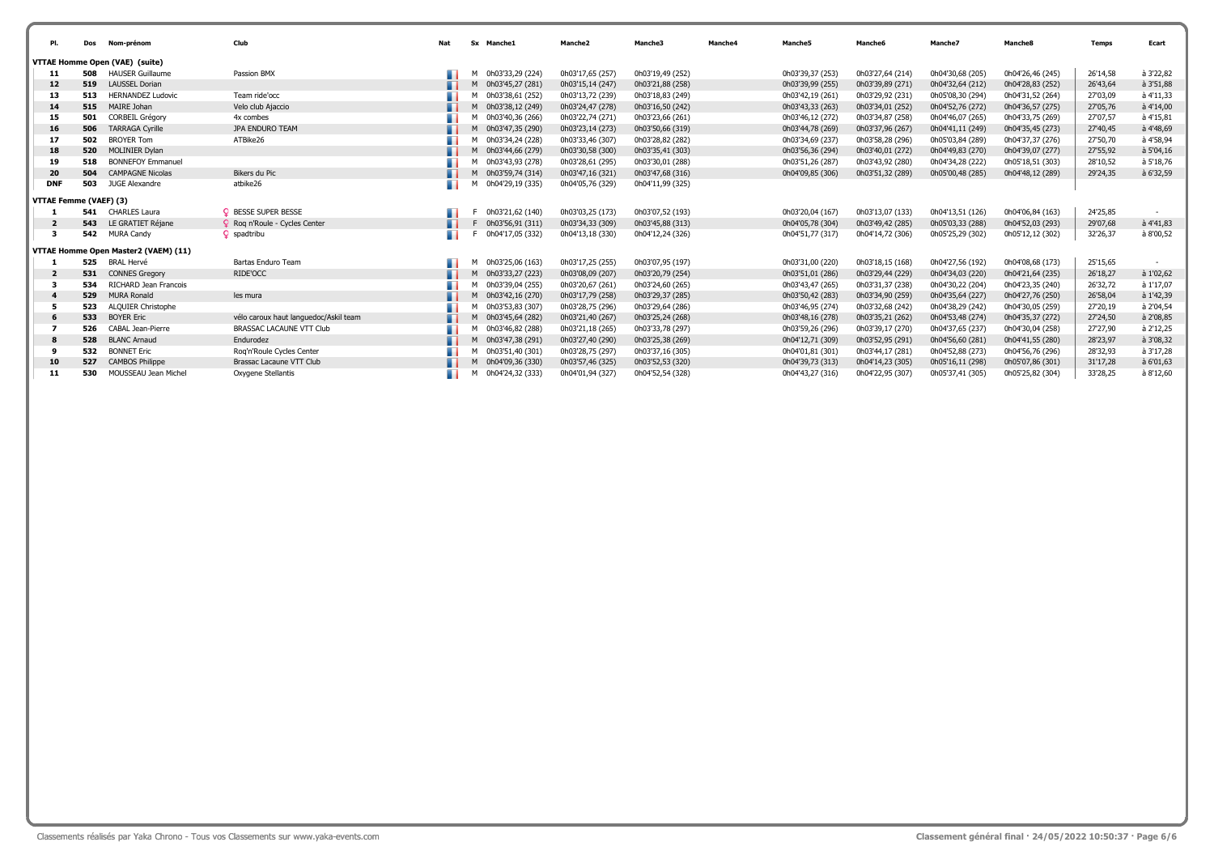| Pl. | Dos | Nom-prénom | Club | Nat | Sx | Manche1 | Manche2 | Manche3 | Manche4 | Manche5 | Manche6 | Manche7 | Manche8 | Temps | Ecart |
|---|---|---|---|---|---|---|---|---|---|---|---|---|---|---|---|
| **VTTAE Homme Open (VAE) (suite)** | | | | | | | | | | | | | | | |
| 11 | 508 | HAUSER Guillaume | Passion BMX | | M | 0h03'33,29 (224) | 0h03'17,65 (257) | 0h03'19,49 (252) | | 0h03'39,37 (253) | 0h03'27,64 (214) | 0h04'30,68 (205) | 0h04'26,46 (245) | 26'14,58 | à 3'22,82 |
| 12 | 519 | LAUSSEL Dorian | | | M | 0h03'45,27 (281) | 0h03'15,14 (247) | 0h03'21,88 (258) | | 0h03'39,99 (255) | 0h03'39,89 (271) | 0h04'32,64 (212) | 0h04'28,83 (252) | 26'43,64 | à 3'51,88 |
| 13 | 513 | HERNANDEZ Ludovic | Team ride'occ | | M | 0h03'38,61 (252) | 0h03'13,72 (239) | 0h03'18,83 (249) | | 0h03'42,19 (261) | 0h03'29,92 (231) | 0h05'08,30 (294) | 0h04'31,52 (264) | 27'03,09 | à 4'11,33 |
| 14 | 515 | MAIRE Johan | Velo club Ajaccio | | M | 0h03'38,12 (249) | 0h03'24,47 (278) | 0h03'16,50 (242) | | 0h03'43,33 (263) | 0h03'34,01 (252) | 0h04'52,76 (272) | 0h04'36,57 (275) | 27'05,76 | à 4'14,00 |
| 15 | 501 | CORBEIL Grégory | 4x combes | | M | 0h03'40,36 (266) | 0h03'22,74 (271) | 0h03'23,66 (261) | | 0h03'46,12 (272) | 0h03'34,87 (258) | 0h04'46,07 (265) | 0h04'33,75 (269) | 27'07,57 | à 4'15,81 |
| 16 | 506 | TARRAGA Cyrille | JPA ENDURO TEAM | | M | 0h03'47,35 (290) | 0h03'23,14 (273) | 0h03'50,66 (319) | | 0h03'44,78 (269) | 0h03'37,96 (267) | 0h04'41,11 (249) | 0h04'35,45 (273) | 27'40,45 | à 4'48,69 |
| 17 | 502 | BROYER Tom | ATBike26 | | M | 0h03'34,24 (228) | 0h03'33,46 (307) | 0h03'28,82 (282) | | 0h03'34,69 (237) | 0h03'58,28 (296) | 0h05'03,84 (289) | 0h04'37,37 (276) | 27'50,70 | à 4'58,94 |
| 18 | 520 | MOLINIER Dylan | | | M | 0h03'44,66 (279) | 0h03'30,58 (300) | 0h03'35,41 (303) | | 0h03'56,36 (294) | 0h03'40,01 (272) | 0h04'49,83 (270) | 0h04'39,07 (277) | 27'55,92 | à 5'04,16 |
| 19 | 518 | BONNEFOY Emmanuel | | | M | 0h03'43,93 (278) | 0h03'28,61 (295) | 0h03'30,01 (288) | | 0h03'51,26 (287) | 0h03'43,92 (280) | 0h04'34,28 (222) | 0h05'18,51 (303) | 28'10,52 | à 5'18,76 |
| 20 | 504 | CAMPAGNE Nicolas | Bikers du Pic | | M | 0h03'59,74 (314) | 0h03'47,16 (321) | 0h03'47,68 (316) | | 0h04'09,85 (306) | 0h03'51,32 (289) | 0h05'00,48 (285) | 0h04'48,12 (289) | 29'24,35 | à 6'32,59 |
| DNF | 503 | JUGE Alexandre | atbike26 | | M | 0h04'29,19 (335) | 0h04'05,76 (329) | 0h04'11,99 (325) | | | | | | | |
| **VTTAE Femme (VAEF) (3)** | | | | | | | | | | | | | | | |
| 1 | 541 | CHARLES Laura | BESSE SUPER BESSE | | F | 0h03'21,62 (140) | 0h03'03,25 (173) | 0h03'07,52 (193) | | 0h03'20,04 (167) | 0h03'13,07 (133) | 0h04'13,51 (126) | 0h04'06,84 (163) | 24'25,85 | - |
| 2 | 543 | LE GRATIET Réjane | Roq n'Roule - Cycles Center | | F | 0h03'56,91 (311) | 0h03'34,33 (309) | 0h03'45,88 (313) | | 0h04'05,78 (304) | 0h03'49,42 (285) | 0h05'03,33 (288) | 0h04'52,03 (293) | 29'07,68 | à 4'41,83 |
| 3 | 542 | MURA Candy | spadtribu | | F | 0h04'17,05 (332) | 0h04'13,18 (330) | 0h04'12,24 (326) | | 0h04'51,77 (317) | 0h04'14,72 (306) | 0h05'25,29 (302) | 0h05'12,12 (302) | 32'26,37 | à 8'00,52 |
| **VTTAE Homme Open Master2 (VAEM) (11)** | | | | | | | | | | | | | | | |
| 1 | 525 | BRAL Hervé | Bartas Enduro Team | | M | 0h03'25,06 (163) | 0h03'17,25 (255) | 0h03'07,95 (197) | | 0h03'31,00 (220) | 0h03'18,15 (168) | 0h04'27,56 (192) | 0h04'08,68 (173) | 25'15,65 | - |
| 2 | 531 | CONNES Gregory | RIDE'OCC | | M | 0h03'33,27 (223) | 0h03'08,09 (207) | 0h03'20,79 (254) | | 0h03'51,01 (286) | 0h03'29,44 (229) | 0h04'34,03 (220) | 0h04'21,64 (235) | 26'18,27 | à 1'02,62 |
| 3 | 534 | RICHARD Jean Francois | | | M | 0h03'39,04 (255) | 0h03'20,67 (261) | 0h03'24,60 (265) | | 0h03'43,47 (265) | 0h03'31,37 (238) | 0h04'30,22 (204) | 0h04'23,35 (240) | 26'32,72 | à 1'17,07 |
| 4 | 529 | MURA Ronald | les mura | | M | 0h03'42,16 (270) | 0h03'17,79 (258) | 0h03'29,37 (285) | | 0h03'50,42 (283) | 0h03'34,90 (259) | 0h04'35,64 (227) | 0h04'27,76 (250) | 26'58,04 | à 1'42,39 |
| 5 | 523 | ALQUIER Christophe | | | M | 0h03'53,83 (307) | 0h03'28,75 (296) | 0h03'29,64 (286) | | 0h03'46,95 (274) | 0h03'32,68 (242) | 0h04'38,29 (242) | 0h04'30,05 (259) | 27'20,19 | à 2'04,54 |
| 6 | 533 | BOYER Eric | vélo caroux haut languedoc/Askil team | | M | 0h03'45,64 (282) | 0h03'21,40 (267) | 0h03'25,24 (268) | | 0h03'48,16 (278) | 0h03'35,21 (262) | 0h04'53,48 (274) | 0h04'35,37 (272) | 27'24,50 | à 2'08,85 |
| 7 | 526 | CABAL Jean-Pierre | BRASSAC LACAUNE VTT Club | | M | 0h03'46,82 (288) | 0h03'21,18 (265) | 0h03'33,78 (297) | | 0h03'59,26 (296) | 0h03'39,17 (270) | 0h04'37,65 (237) | 0h04'30,04 (258) | 27'27,90 | à 2'12,25 |
| 8 | 528 | BLANC Arnaud | Endurodez | | M | 0h03'47,38 (291) | 0h03'27,40 (290) | 0h03'25,38 (269) | | 0h04'12,71 (309) | 0h03'52,95 (291) | 0h04'56,60 (281) | 0h04'41,55 (280) | 28'23,97 | à 3'08,32 |
| 9 | 532 | BONNET Eric | Roq'n'Roule Cycles Center | | M | 0h03'51,40 (301) | 0h03'28,75 (297) | 0h03'37,16 (305) | | 0h04'01,81 (301) | 0h03'44,17 (281) | 0h04'52,88 (273) | 0h04'56,76 (296) | 28'32,93 | à 3'17,28 |
| 10 | 527 | CAMBOS Philippe | Brassac Lacaune VTT Club | | M | 0h04'09,36 (330) | 0h03'57,46 (325) | 0h03'52,53 (320) | | 0h04'39,73 (313) | 0h04'14,23 (305) | 0h05'16,11 (298) | 0h05'07,86 (301) | 31'17,28 | à 6'01,63 |
| 11 | 530 | MOUSSEAU Jean Michel | Oxygene Stellantis | | M | 0h04'24,32 (333) | 0h04'01,94 (327) | 0h04'52,54 (328) | | 0h04'43,27 (316) | 0h04'22,95 (307) | 0h05'37,41 (305) | 0h05'25,82 (304) | 33'28,25 | à 8'12,60 |

Classements réalisés par Yaka Chrono - Tous vos Classements sur www.yaka-events.com

Classement général final · 24/05/2022 10:50:37